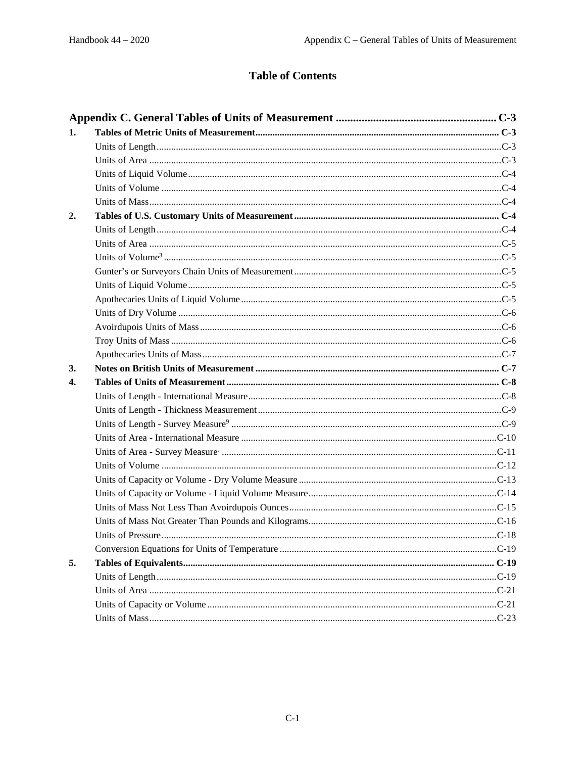# Table of Contents

| | | |
|---|---|---|
| **Appendix C. General Tables of Units of Measurement** | | **C-3** |
| **1.** | **Tables of Metric Units of Measurement** | **C-3** |
| | Units of Length | C-3 |
| | Units of Area | C-3 |
| | Units of Liquid Volume | C-4 |
| | Units of Volume | C-4 |
| | Units of Mass | C-4 |
| **2.** | **Tables of U.S. Customary Units of Measurement** | **C-4** |
| | Units of Length | C-4 |
| | Units of Area | C-5 |
| | Units of Volume[3] | C-5 |
| | Gunter's or Surveyors Chain Units of Measurement | C-5 |
| | Units of Liquid Volume | C-5 |
| | Apothecaries Units of Liquid Volume | C-5 |
| | Units of Dry Volume | C-6 |
| | Avoirdupois Units of Mass | C-6 |
| | Troy Units of Mass | C-6 |
| | Apothecaries Units of Mass | C-7 |
| **3.** | **Notes on British Units of Measurement** | **C-7** |
| **4.** | **Tables of Units of Measurement** | **C-8** |
| | Units of Length - International Measure | C-8 |
| | Units of Length - Thickness Measurement | C-9 |
| | Units of Length - Survey Measure[9] | C-9 |
| | Units of Area - International Measure | C-10 |
| | Units of Area - Survey Measure | C-11 |
| | Units of Volume | C-12 |
| | Units of Capacity or Volume - Dry Volume Measure | C-13 |
| | Units of Capacity or Volume - Liquid Volume Measure | C-14 |
| | Units of Mass Not Less Than Avoirdupois Ounces | C-15 |
| | Units of Mass Not Greater Than Pounds and Kilograms | C-16 |
| | Units of Pressure | C-18 |
| | Conversion Equations for Units of Temperature | C-19 |
| **5.** | **Tables of Equivalents** | **C-19** |
| | Units of Length | C-19 |
| | Units of Area | C-21 |
| | Units of Capacity or Volume | C-21 |
| | Units of Mass | C-23 |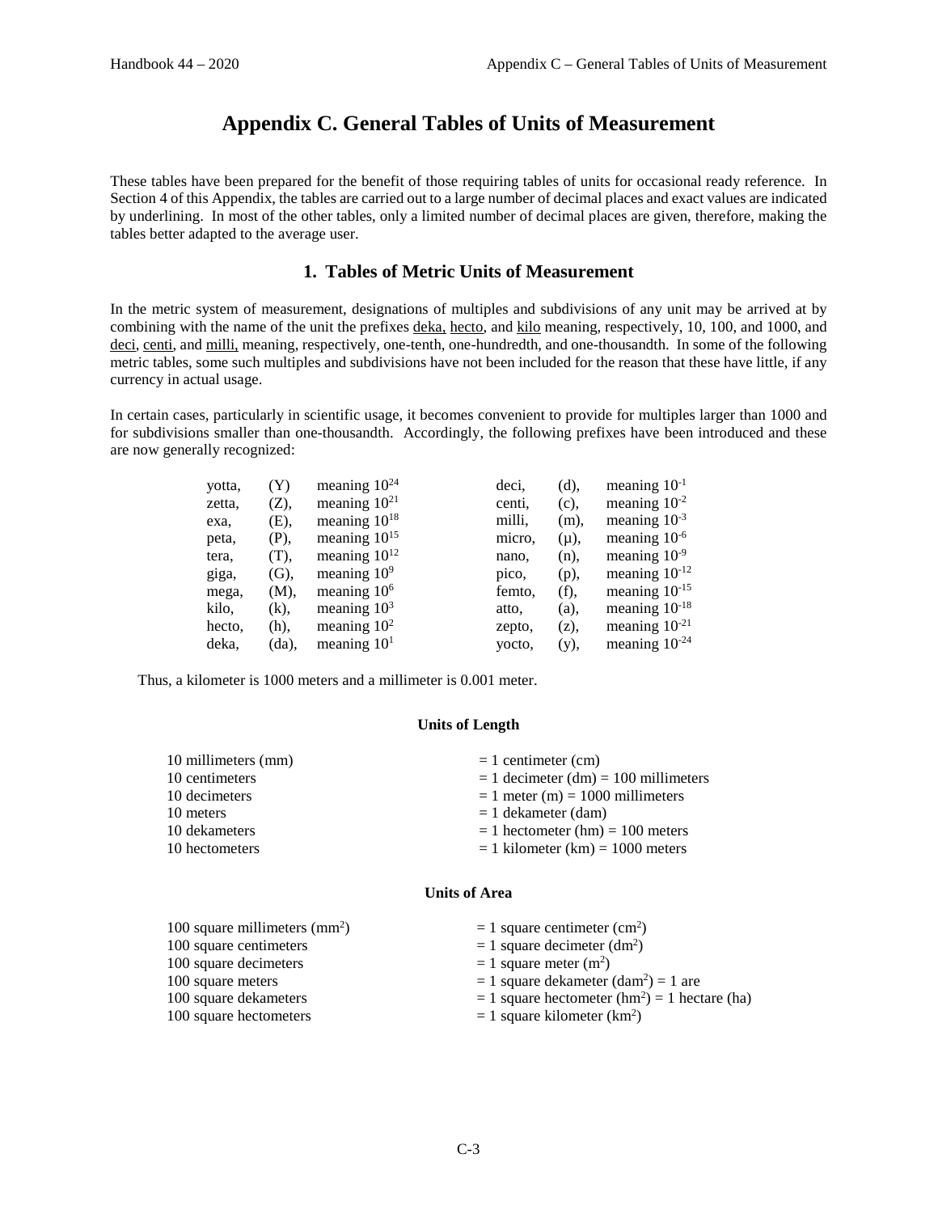# Appendix C. General Tables of Units of Measurement

These tables have been prepared for the benefit of those requiring tables of units for occasional ready reference. In Section 4 of this Appendix, the tables are carried out to a large number of decimal places and exact values are indicated by underlining. In most of the other tables, only a limited number of decimal places are given, therefore, making the tables better adapted to the average user.

## 1. Tables of Metric Units of Measurement

In the metric system of measurement, designations of multiples and subdivisions of any unit may be arrived at by combining with the name of the unit the prefixes deka, hecto, and kilo meaning, respectively, 10, 100, and 1000, and deci, centi, and milli, meaning, respectively, one-tenth, one-hundredth, and one-thousandth. In some of the following metric tables, some such multiples and subdivisions have not been included for the reason that these have little, if any currency in actual usage.

In certain cases, particularly in scientific usage, it becomes convenient to provide for multiples larger than 1000 and for subdivisions smaller than one-thousandth. Accordingly, the following prefixes have been introduced and these are now generally recognized:

| | | | | | |
|---|---|---|---|---|---|
| yotta, | (Y) | meaning $10^{24}$ | deci, | (d), | meaning $10^{-1}$ |
| zetta, | (Z), | meaning $10^{21}$ | centi, | (c), | meaning $10^{-2}$ |
| exa, | (E), | meaning $10^{18}$ | milli, | (m), | meaning $10^{-3}$ |
| peta, | (P), | meaning $10^{15}$ | micro, | (μ), | meaning $10^{-6}$ |
| tera, | (T), | meaning $10^{12}$ | nano, | (n), | meaning $10^{-9}$ |
| giga, | (G), | meaning $10^{9}$ | pico, | (p), | meaning $10^{-12}$ |
| mega, | (M), | meaning $10^{6}$ | femto, | (f), | meaning $10^{-15}$ |
| kilo, | (k), | meaning $10^{3}$ | atto, | (a), | meaning $10^{-18}$ |
| hecto, | (h), | meaning $10^{2}$ | zepto, | (z), | meaning $10^{-21}$ |
| deka, | (da), | meaning $10^{1}$ | yocto, | (y), | meaning $10^{-24}$ |

Thus, a kilometer is 1000 meters and a millimeter is 0.001 meter.

#### Units of Length

| | |
|---|---|
| 10 millimeters (mm) | = 1 centimeter (cm) |
| 10 centimeters | = 1 decimeter (dm) = 100 millimeters |
| 10 decimeters | = 1 meter (m) = 1000 millimeters |
| 10 meters | = 1 dekameter (dam) |
| 10 dekameters | = 1 hectometer (hm) = 100 meters |
| 10 hectometers | = 1 kilometer (km) = 1000 meters |

#### Units of Area

| | |
|---|---|
| 100 square millimeters ($mm^2$) | = 1 square centimeter ($cm^2$) |
| 100 square centimeters | = 1 square decimeter ($dm^2$) |
| 100 square decimeters | = 1 square meter ($m^2$) |
| 100 square meters | = 1 square dekameter ($dam^2$) = 1 are |
| 100 square dekameters | = 1 square hectometer ($hm^2$) = 1 hectare (ha) |
| 100 square hectometers | = 1 square kilometer ($km^2$) |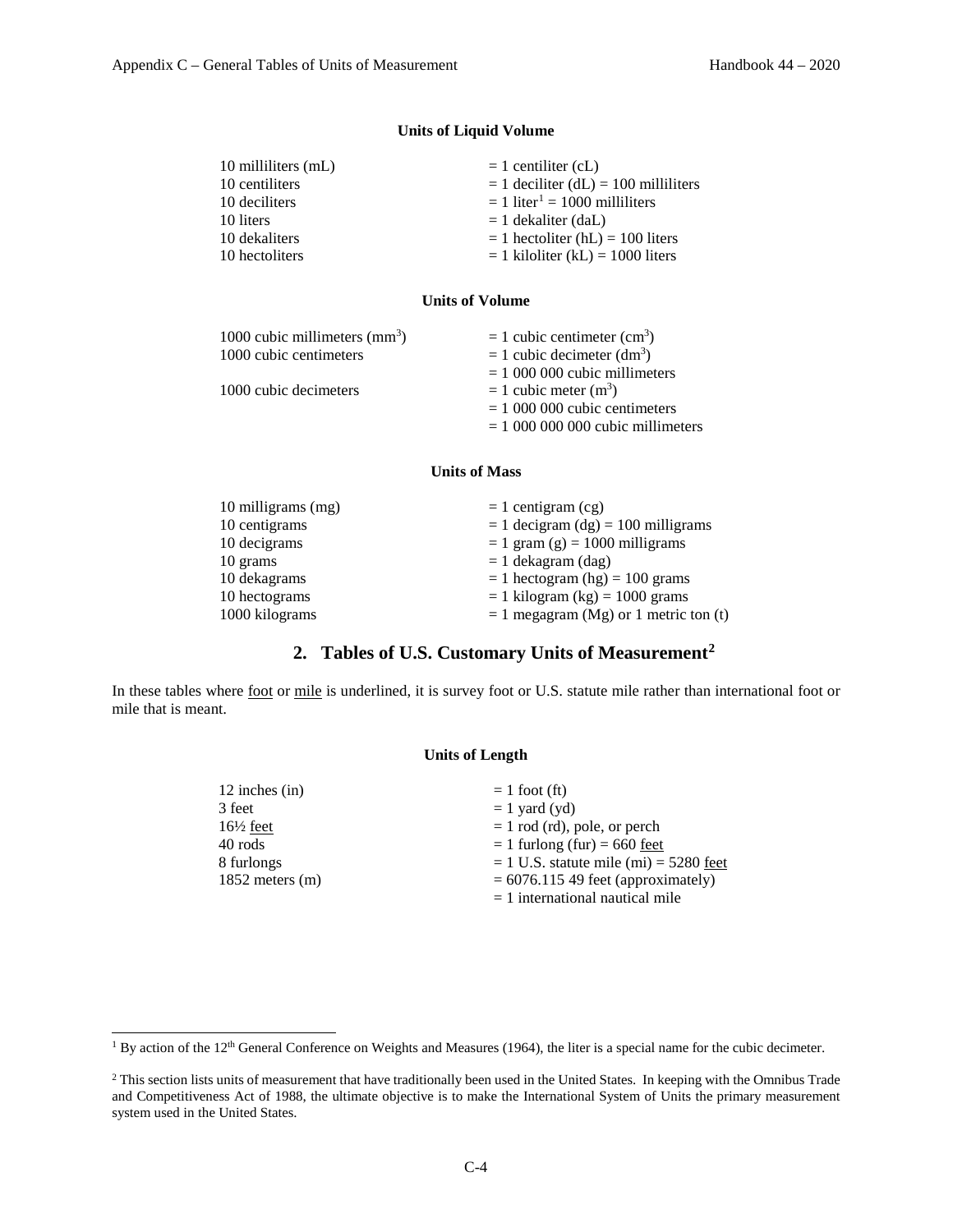### Units of Liquid Volume

| | |
|---|---|
| 10 milliliters (mL) | = 1 centiliter (cL) |
| 10 centiliters | = 1 deciliter (dL) = 100 milliliters |
| 10 deciliters | = 1 liter[1] = 1000 milliliters |
| 10 liters | = 1 dekaliter (daL) |
| 10 dekaliters | = 1 hectoliter (hL) = 100 liters |
| 10 hectoliters | = 1 kiloliter (kL) = 1000 liters |

### Units of Volume

| | |
|---|---|
| 1000 cubic millimeters ($mm^3$) | = 1 cubic centimeter ($cm^3$) |
| 1000 cubic centimeters | = 1 cubic decimeter ($dm^3$) |
| | = 1 000 000 cubic millimeters |
| 1000 cubic decimeters | = 1 cubic meter ($m^3$) |
| | = 1 000 000 cubic centimeters |
| | = 1 000 000 000 cubic millimeters |

### Units of Mass

| | |
|---|---|
| 10 milligrams (mg) | = 1 centigram (cg) |
| 10 centigrams | = 1 decigram (dg) = 100 milligrams |
| 10 decigrams | = 1 gram (g) = 1000 milligrams |
| 10 grams | = 1 dekagram (dag) |
| 10 dekagrams | = 1 hectogram (hg) = 100 grams |
| 10 hectograms | = 1 kilogram (kg) = 1000 grams |
| 1000 kilograms | = 1 megagram (Mg) or 1 metric ton (t) |

## 2. Tables of U.S. Customary Units of Measurement[2]

In these tables where foot or mile is underlined, it is survey foot or U.S. statute mile rather than international foot or mile that is meant.

### Units of Length

| | |
|---|---|
| 12 inches (in) | = 1 foot (ft) |
| 3 feet | = 1 yard (yd) |
| 16½ feet | = 1 rod (rd), pole, or perch |
| 40 rods | = 1 furlong (fur) = 660 feet |
| 8 furlongs | = 1 U.S. statute mile (mi) = 5280 feet |
| 1852 meters (m) | = 6076.115 49 feet (approximately) |
| | = 1 international nautical mile |

[1] By action of the 12th General Conference on Weights and Measures (1964), the liter is a special name for the cubic decimeter.

[2] This section lists units of measurement that have traditionally been used in the United States. In keeping with the Omnibus Trade and Competitiveness Act of 1988, the ultimate objective is to make the International System of Units the primary measurement system used in the United States.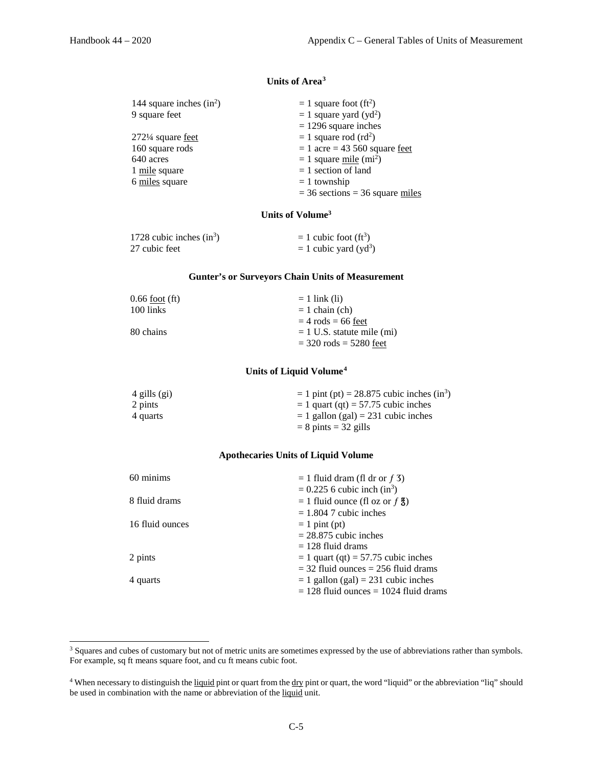### Units of Area[3]

| | |
|---|---|
| 144 square inches ($in^2$) | = 1 square foot ($ft^2$) |
| 9 square feet | = 1 square yard ($yd^2$) |
| | = 1296 square inches |
| 272¼ square feet | = 1 square rod ($rd^2$) |
| 160 square rods | = 1 acre = 43 560 square feet |
| 640 acres | = 1 square mile ($mi^2$) |
| 1 mile square | = 1 section of land |
| 6 miles square | = 1 township |
| | = 36 sections = 36 square miles |

### Units of Volume[3]

| | |
|---|---|
| 1728 cubic inches ($in^3$) | = 1 cubic foot ($ft^3$) |
| 27 cubic feet | = 1 cubic yard ($yd^3$) |

### Gunter's or Surveyors Chain Units of Measurement

| | |
|---|---|
| 0.66 foot (ft) | = 1 link (li) |
| 100 links | = 1 chain (ch) |
| | = 4 rods = 66 feet |
| 80 chains | = 1 U.S. statute mile (mi) |
| | = 320 rods = 5280 feet |

### Units of Liquid Volume[4]

| | |
|---|---|
| 4 gills (gi) | = 1 pint (pt) = 28.875 cubic inches ($in^3$) |
| 2 pints | = 1 quart (qt) = 57.75 cubic inches |
| 4 quarts | = 1 gallon (gal) = 231 cubic inches |
| | = 8 pints = 32 gills |

### Apothecaries Units of Liquid Volume

| | |
|---|---|
| 60 minims | = 1 fluid dram (fl dr or ƒ ʒ) |
| | = 0.225 6 cubic inch ($in^3$) |
| 8 fluid drams | = 1 fluid ounce (fl oz or ƒ ℥) |
| | = 1.804 7 cubic inches |
| 16 fluid ounces | = 1 pint (pt) |
| | = 28.875 cubic inches |
| | = 128 fluid drams |
| 2 pints | = 1 quart (qt) = 57.75 cubic inches |
| | = 32 fluid ounces = 256 fluid drams |
| 4 quarts | = 1 gallon (gal) = 231 cubic inches |
| | = 128 fluid ounces = 1024 fluid drams |

[3] Squares and cubes of customary but not of metric units are sometimes expressed by the use of abbreviations rather than symbols. For example, sq ft means square foot, and cu ft means cubic foot.

[4] When necessary to distinguish the liquid pint or quart from the dry pint or quart, the word "liquid" or the abbreviation "liq" should be used in combination with the name or abbreviation of the liquid unit.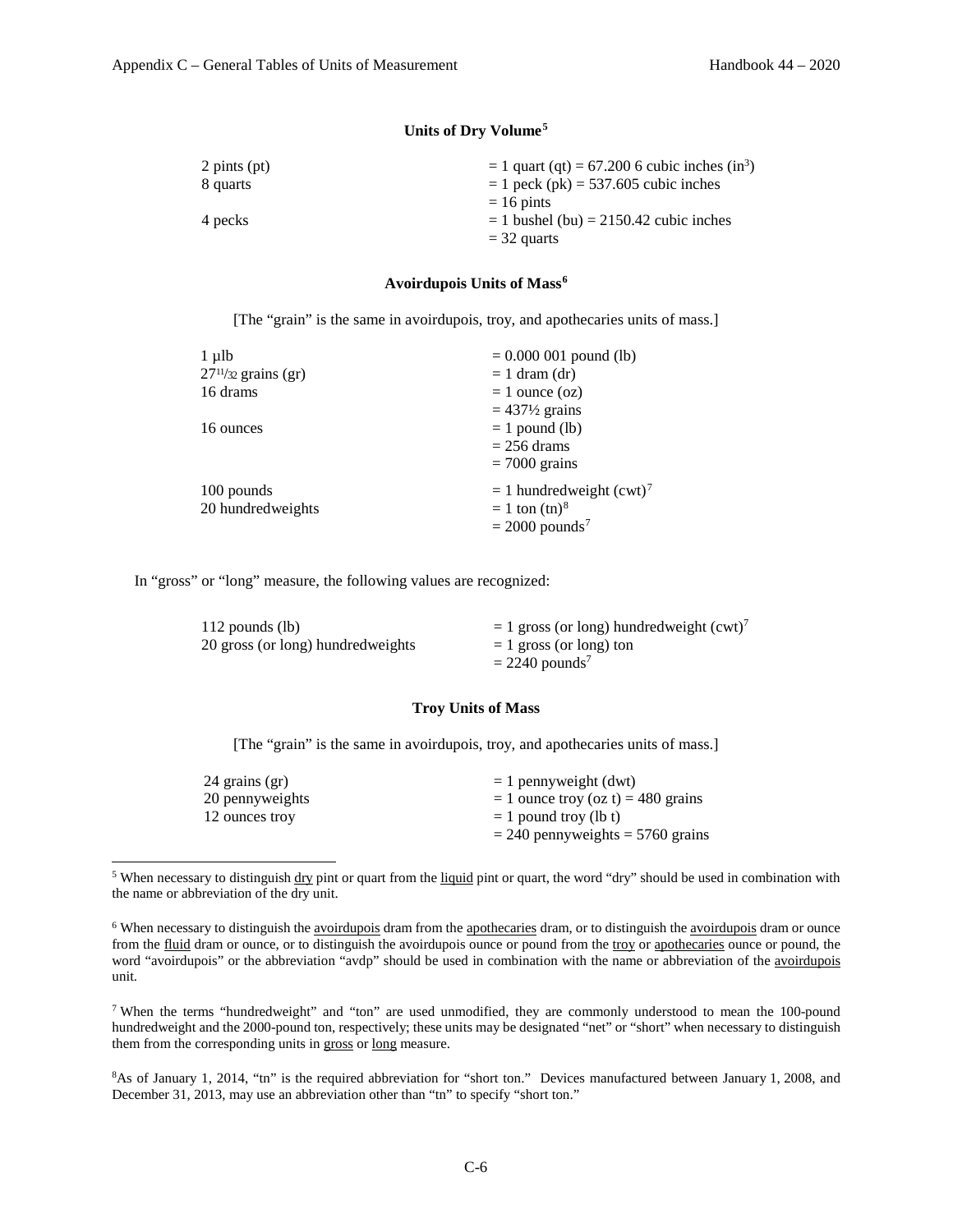### Units of Dry Volume[5]

| | |
|---|---|
| 2 pints (pt) | = 1 quart (qt) = 67.200 6 cubic inches ($in^3$) |
| 8 quarts | = 1 peck (pk) = 537.605 cubic inches |
| | = 16 pints |
| 4 pecks | = 1 bushel (bu) = 2150.42 cubic inches |
| | = 32 quarts |

### Avoirdupois Units of Mass[6]

[The "grain" is the same in avoirdupois, troy, and apothecaries units of mass.]

| | |
|---|---|
| 1 µlb | = 0.000 001 pound (lb) |
| 27 11/32 grains (gr) | = 1 dram (dr) |
| 16 drams | = 1 ounce (oz) |
| | = 437½ grains |
| 16 ounces | = 1 pound (lb) |
| | = 256 drams |
| | = 7000 grains |
| 100 pounds | = 1 hundredweight (cwt)[7] |
| 20 hundredweights | = 1 ton (tn)[8] |
| | = 2000 pounds[7] |

In "gross" or "long" measure, the following values are recognized:

| | |
|---|---|
| 112 pounds (lb) | = 1 gross (or long) hundredweight (cwt)[7] |
| 20 gross (or long) hundredweights | = 1 gross (or long) ton |
| | = 2240 pounds[7] |

### Troy Units of Mass

[The "grain" is the same in avoirdupois, troy, and apothecaries units of mass.]

| | |
|---|---|
| 24 grains (gr) | = 1 pennyweight (dwt) |
| 20 pennyweights | = 1 ounce troy (oz t) = 480 grains |
| 12 ounces troy | = 1 pound troy (lb t) |
| | = 240 pennyweights = 5760 grains |

---

[5] When necessary to distinguish dry pint or quart from the liquid pint or quart, the word "dry" should be used in combination with the name or abbreviation of the dry unit.

[6] When necessary to distinguish the avoirdupois dram from the apothecaries dram, or to distinguish the avoirdupois dram or ounce from the fluid dram or ounce, or to distinguish the avoirdupois ounce or pound from the troy or apothecaries ounce or pound, the word "avoirdupois" or the abbreviation "avdp" should be used in combination with the name or abbreviation of the avoirdupois unit.

[7] When the terms "hundredweight" and "ton" are used unmodified, they are commonly understood to mean the 100-pound hundredweight and the 2000-pound ton, respectively; these units may be designated "net" or "short" when necessary to distinguish them from the corresponding units in gross or long measure.

[8] As of January 1, 2014, "tn" is the required abbreviation for "short ton." Devices manufactured between January 1, 2008, and December 31, 2013, may use an abbreviation other than "tn" to specify "short ton."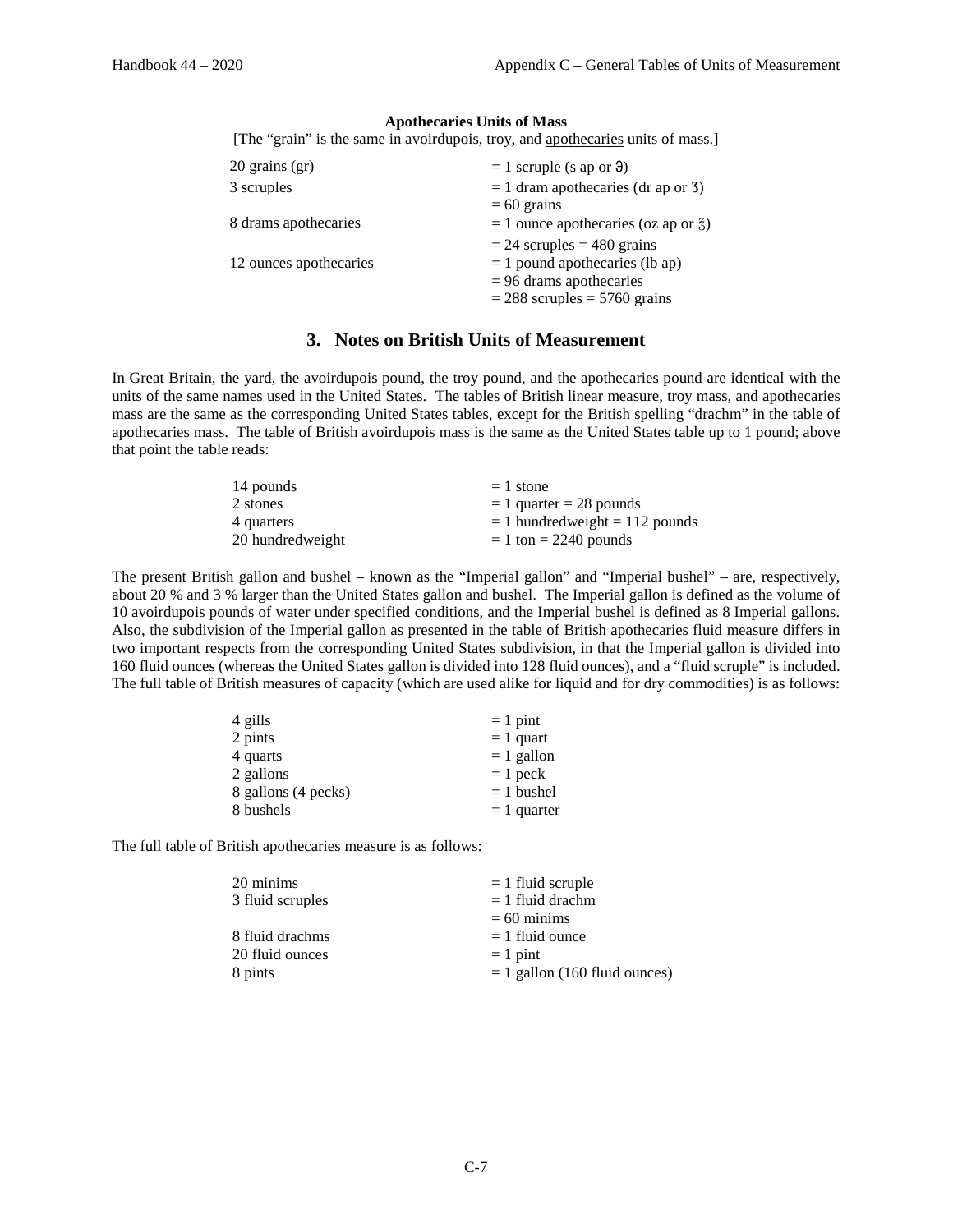**Apothecaries Units of Mass**

[The "grain" is the same in avoirdupois, troy, and apothecaries units of mass.]

| | |
|---|---|
| 20 grains (gr) | = 1 scruple (s ap or ℈) |
| 3 scruples | = 1 dram apothecaries (dr ap or ʒ) |
| | = 60 grains |
| 8 drams apothecaries | = 1 ounce apothecaries (oz ap or ℥) |
| | = 24 scruples = 480 grains |
| 12 ounces apothecaries | = 1 pound apothecaries (lb ap) |
| | = 96 drams apothecaries |
| | = 288 scruples = 5760 grains |

## 3. Notes on British Units of Measurement

In Great Britain, the yard, the avoirdupois pound, the troy pound, and the apothecaries pound are identical with the units of the same names used in the United States. The tables of British linear measure, troy mass, and apothecaries mass are the same as the corresponding United States tables, except for the British spelling "drachm" in the table of apothecaries mass. The table of British avoirdupois mass is the same as the United States table up to 1 pound; above that point the table reads:

| | |
|---|---|
| 14 pounds | = 1 stone |
| 2 stones | = 1 quarter = 28 pounds |
| 4 quarters | = 1 hundredweight = 112 pounds |
| 20 hundredweight | = 1 ton = 2240 pounds |

The present British gallon and bushel – known as the "Imperial gallon" and "Imperial bushel" – are, respectively, about 20 % and 3 % larger than the United States gallon and bushel. The Imperial gallon is defined as the volume of 10 avoirdupois pounds of water under specified conditions, and the Imperial bushel is defined as 8 Imperial gallons. Also, the subdivision of the Imperial gallon as presented in the table of British apothecaries fluid measure differs in two important respects from the corresponding United States subdivision, in that the Imperial gallon is divided into 160 fluid ounces (whereas the United States gallon is divided into 128 fluid ounces), and a "fluid scruple" is included. The full table of British measures of capacity (which are used alike for liquid and for dry commodities) is as follows:

| | |
|---|---|
| 4 gills | = 1 pint |
| 2 pints | = 1 quart |
| 4 quarts | = 1 gallon |
| 2 gallons | = 1 peck |
| 8 gallons (4 pecks) | = 1 bushel |
| 8 bushels | = 1 quarter |

The full table of British apothecaries measure is as follows:

| | |
|---|---|
| 20 minims | = 1 fluid scruple |
| 3 fluid scruples | = 1 fluid drachm |
| | = 60 minims |
| 8 fluid drachms | = 1 fluid ounce |
| 20 fluid ounces | = 1 pint |
| 8 pints | = 1 gallon (160 fluid ounces) |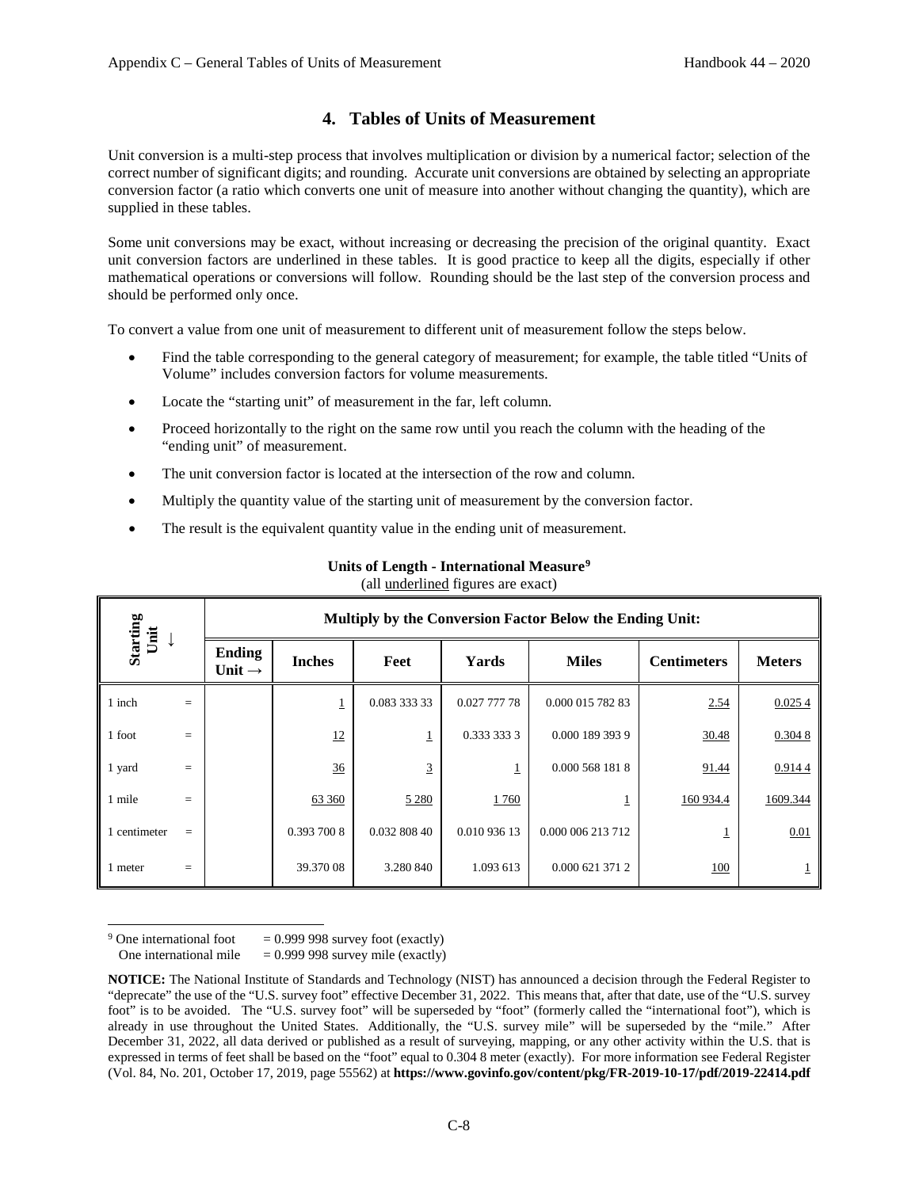## 4. Tables of Units of Measurement

Unit conversion is a multi-step process that involves multiplication or division by a numerical factor; selection of the correct number of significant digits; and rounding. Accurate unit conversions are obtained by selecting an appropriate conversion factor (a ratio which converts one unit of measure into another without changing the quantity), which are supplied in these tables.

Some unit conversions may be exact, without increasing or decreasing the precision of the original quantity. Exact unit conversion factors are underlined in these tables. It is good practice to keep all the digits, especially if other mathematical operations or conversions will follow. Rounding should be the last step of the conversion process and should be performed only once.

To convert a value from one unit of measurement to different unit of measurement follow the steps below.

- Find the table corresponding to the general category of measurement; for example, the table titled "Units of Volume" includes conversion factors for volume measurements.
- Locate the "starting unit" of measurement in the far, left column.
- Proceed horizontally to the right on the same row until you reach the column with the heading of the "ending unit" of measurement.
- The unit conversion factor is located at the intersection of the row and column.
- Multiply the quantity value of the starting unit of measurement by the conversion factor.
- The result is the equivalent quantity value in the ending unit of measurement.

**Units of Length - International Measure**[9]
(all underlined figures are exact)

| Starting Unit ↓ | | Multiply by the Conversion Factor Below the Ending Unit: | | | | | |
|---|---|---|---|---|---|---|---|
| | Ending Unit → | Inches | Feet | Yards | Miles | Centimeters | Meters |
| 1 inch = | | 1 | 0.083 333 33 | 0.027 777 78 | 0.000 015 782 83 | 2.54 | 0.025 4 |
| 1 foot = | | 12 | 1 | 0.333 333 3 | 0.000 189 393 9 | 30.48 | 0.304 8 |
| 1 yard = | | 36 | 3 | 1 | 0.000 568 181 8 | 91.44 | 0.914 4 |
| 1 mile = | | 63 360 | 5 280 | 1 760 | 1 | 160 934.4 | 1609.344 |
| 1 centimeter = | | 0.393 700 8 | 0.032 808 40 | 0.010 936 13 | 0.000 006 213 712 | 1 | 0.01 |
| 1 meter = | | 39.370 08 | 3.280 840 | 1.093 613 | 0.000 621 371 2 | 100 | 1 |

[9] One international foot = 0.999 998 survey foot (exactly)
One international mile = 0.999 998 survey mile (exactly)

**NOTICE:** The National Institute of Standards and Technology (NIST) has announced a decision through the Federal Register to "deprecate" the use of the "U.S. survey foot" effective December 31, 2022. This means that, after that date, use of the "U.S. survey foot" is to be avoided. The "U.S. survey foot" will be superseded by "foot" (formerly called the "international foot"), which is already in use throughout the United States. Additionally, the "U.S. survey mile" will be superseded by the "mile." After December 31, 2022, all data derived or published as a result of surveying, mapping, or any other activity within the U.S. that is expressed in terms of feet shall be based on the "foot" equal to 0.304 8 meter (exactly). For more information see Federal Register (Vol. 84, No. 201, October 17, 2019, page 55562) at **https://www.govinfo.gov/content/pkg/FR-2019-10-17/pdf/2019-22414.pdf**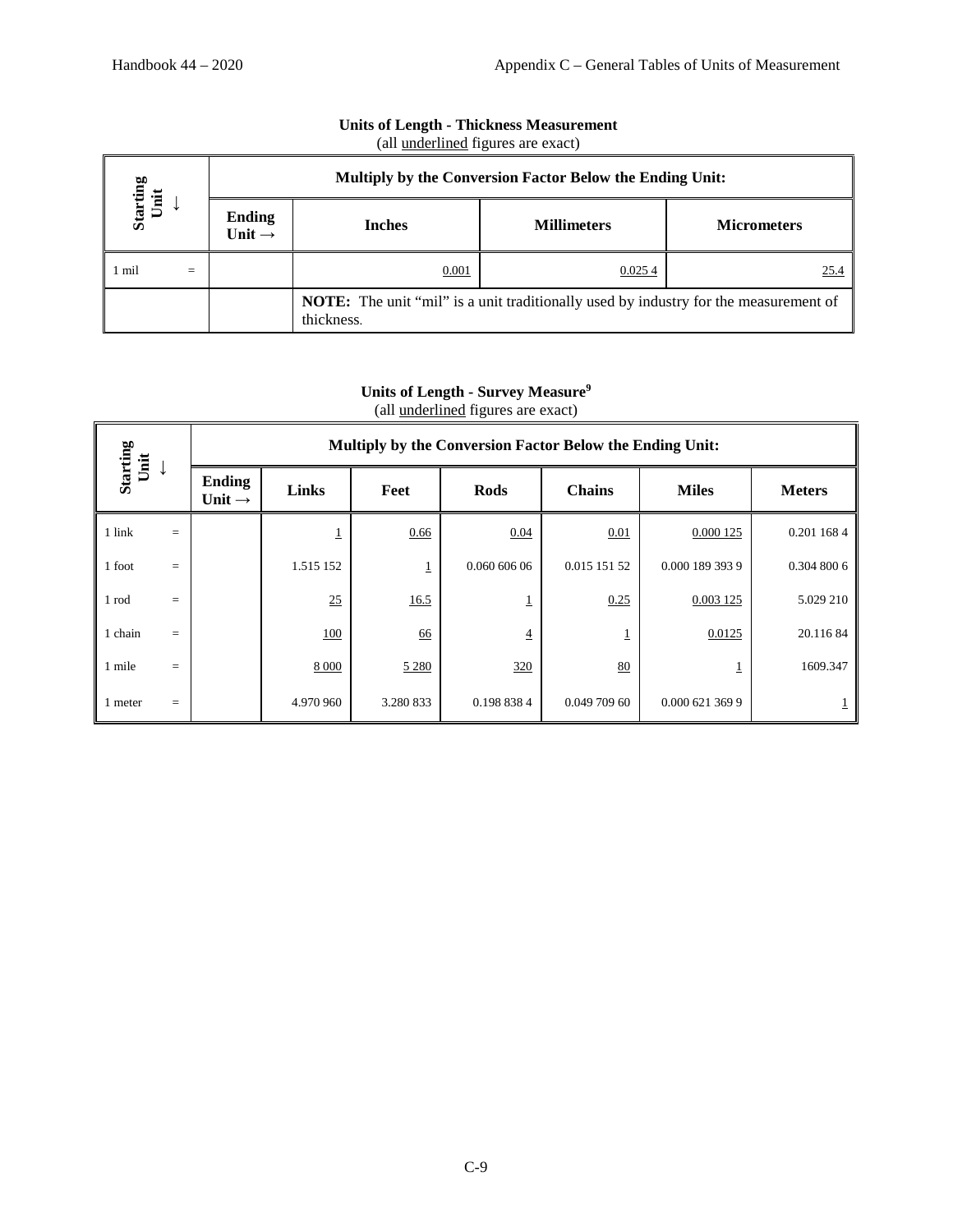**Units of Length - Thickness Measurement**
(all underlined figures are exact)

| Starting Unit ↓ | Multiply by the Conversion Factor Below the Ending Unit: | | | |
|---|---|---|---|---|
| | Ending Unit → | Inches | Millimeters | Micrometers |
| 1 mil = | | 0.001 | 0.025 4 | 25.4 |
| | | **NOTE:** The unit "mil" is a unit traditionally used by industry for the measurement of thickness. | | |

**Units of Length - Survey Measure**[9]
(all underlined figures are exact)

| Starting Unit ↓ | Multiply by the Conversion Factor Below the Ending Unit: | | | | | | |
|---|---|---|---|---|---|---|---|
| | Ending Unit → | Links | Feet | Rods | Chains | Miles | Meters |
| 1 link = | | 1 | 0.66 | 0.04 | 0.01 | 0.000 125 | 0.201 168 4 |
| 1 foot = | | 1.515 152 | 1 | 0.060 606 06 | 0.015 151 52 | 0.000 189 393 9 | 0.304 800 6 |
| 1 rod = | | 25 | 16.5 | 1 | 0.25 | 0.003 125 | 5.029 210 |
| 1 chain = | | 100 | 66 | 4 | 1 | 0.0125 | 20.116 84 |
| 1 mile = | | 8 000 | 5 280 | 320 | 80 | 1 | 1609.347 |
| 1 meter = | | 4.970 960 | 3.280 833 | 0.198 838 4 | 0.049 709 60 | 0.000 621 369 9 | 1 |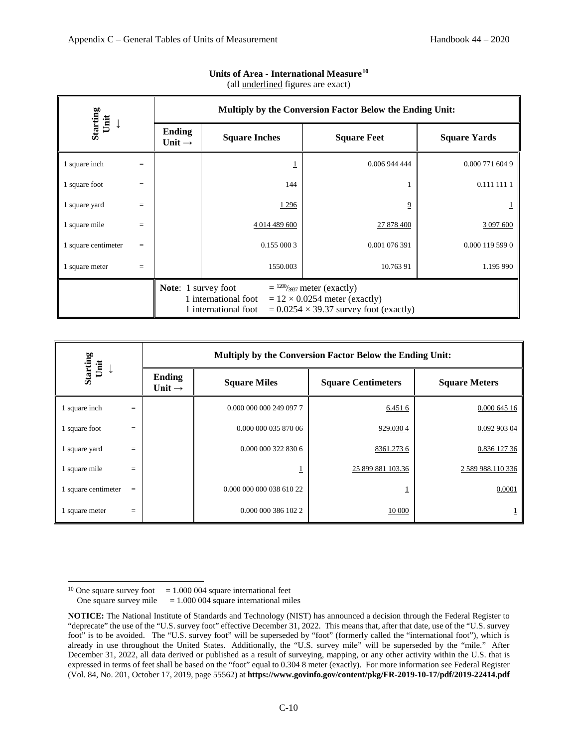**Units of Area - International Measure**[10]
(all underlined figures are exact)

| Starting Unit ↓ | | Multiply by the Conversion Factor Below the Ending Unit: | | |
|---|---|---|---|---|
| | Ending Unit → | Square Inches | Square Feet | Square Yards |
| 1 square inch = | | 1 | 0.006 944 444 | 0.000 771 604 9 |
| 1 square foot = | | 144 | 1 | 0.111 111 1 |
| 1 square yard = | | 1 296 | 9 | 1 |
| 1 square mile = | | 4 014 489 600 | 27 878 400 | 3 097 600 |
| 1 square centimeter = | | 0.155 000 3 | 0.001 076 391 | 0.000 119 599 0 |
| 1 square meter = | | 1550.003 | 10.763 91 | 1.195 990 |
| | **Note**: 1 survey foot = $^{1200}/_{3937}$ meter (exactly); 1 international foot = $12 \times 0.0254$ meter (exactly); 1 international foot = $0.0254 \times 39.37$ survey foot (exactly) | | | |

| Starting Unit ↓ | | Multiply by the Conversion Factor Below the Ending Unit: | | |
|---|---|---|---|---|
| | Ending Unit → | Square Miles | Square Centimeters | Square Meters |
| 1 square inch = | | 0.000 000 000 249 097 7 | 6.451 6 | 0.000 645 16 |
| 1 square foot = | | 0.000 000 035 870 06 | 929.030 4 | 0.092 903 04 |
| 1 square yard = | | 0.000 000 322 830 6 | 8361.273 6 | 0.836 127 36 |
| 1 square mile = | | 1 | 25 899 881 103.36 | 2 589 988.110 336 |
| 1 square centimeter = | | 0.000 000 000 038 610 22 | 1 | 0.0001 |
| 1 square meter = | | 0.000 000 386 102 2 | 10 000 | 1 |

[10] One square survey foot = 1.000 004 square international feet
One square survey mile = 1.000 004 square international miles

**NOTICE:** The National Institute of Standards and Technology (NIST) has announced a decision through the Federal Register to "deprecate" the use of the "U.S. survey foot" effective December 31, 2022. This means that, after that date, use of the "U.S. survey foot" is to be avoided. The "U.S. survey foot" will be superseded by "foot" (formerly called the "international foot"), which is already in use throughout the United States. Additionally, the "U.S. survey mile" will be superseded by the "mile." After December 31, 2022, all data derived or published as a result of surveying, mapping, or any other activity within the U.S. that is expressed in terms of feet shall be based on the "foot" equal to 0.304 8 meter (exactly). For more information see Federal Register (Vol. 84, No. 201, October 17, 2019, page 55562) at **https://www.govinfo.gov/content/pkg/FR-2019-10-17/pdf/2019-22414.pdf**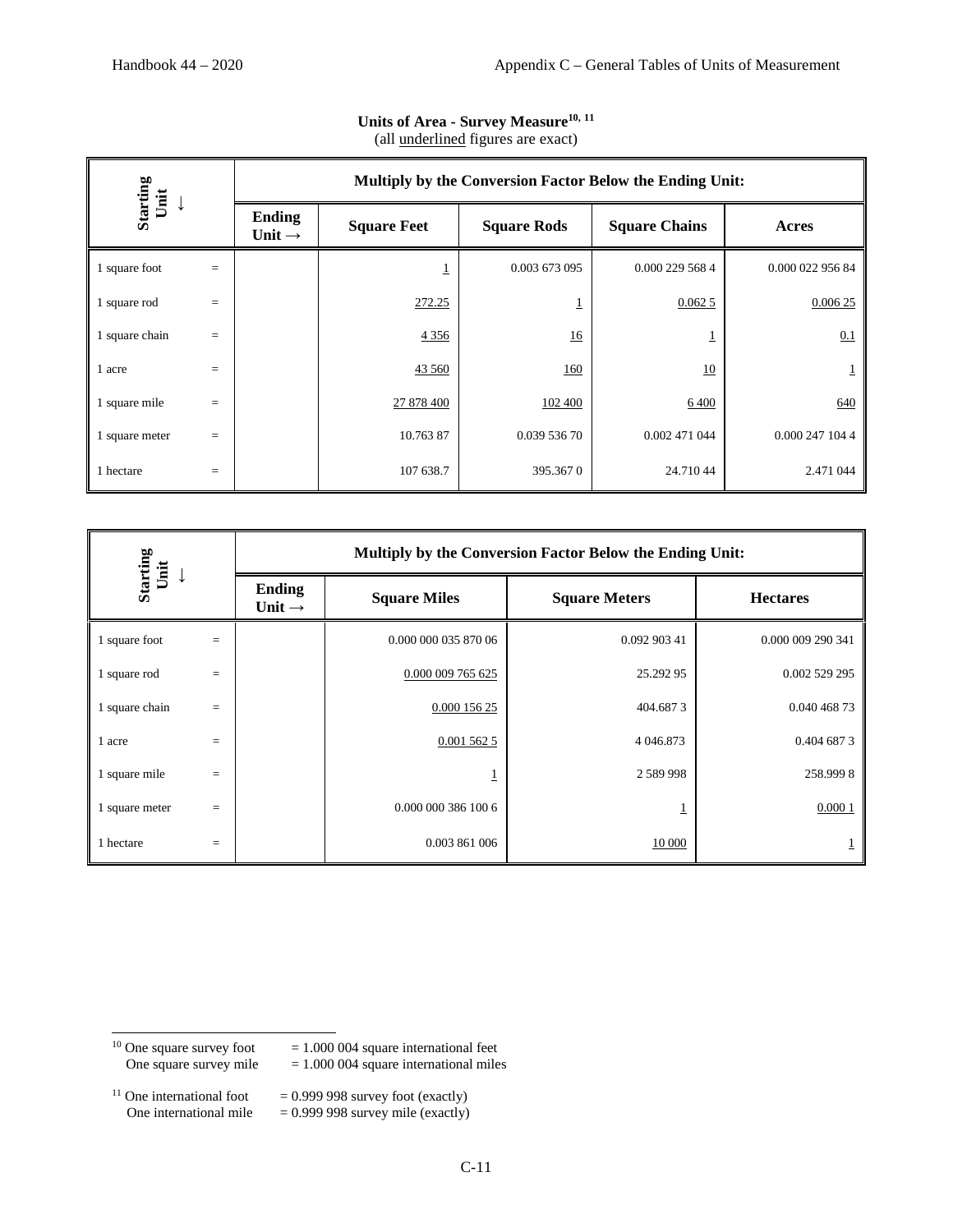**Units of Area - Survey Measure[10, 11]**
(all underlined figures are exact)

| Starting Unit ↓ | | Multiply by the Conversion Factor Below the Ending Unit: | | | | |
|---|---|---|---|---|---|---|
| | | Ending Unit → | Square Feet | Square Rods | Square Chains | Acres |
| 1 square foot | = | | 1 | 0.003 673 095 | 0.000 229 568 4 | 0.000 022 956 84 |
| 1 square rod | = | | 272.25 | 1 | 0.062 5 | 0.006 25 |
| 1 square chain | = | | 4 356 | 16 | 1 | 0.1 |
| 1 acre | = | | 43 560 | 160 | 10 | 1 |
| 1 square mile | = | | 27 878 400 | 102 400 | 6 400 | 640 |
| 1 square meter | = | | 10.763 87 | 0.039 536 70 | 0.002 471 044 | 0.000 247 104 4 |
| 1 hectare | = | | 107 638.7 | 395.367 0 | 24.710 44 | 2.471 044 |

| Starting Unit ↓ | | Multiply by the Conversion Factor Below the Ending Unit: | | | |
|---|---|---|---|---|---|
| | | Ending Unit → | Square Miles | Square Meters | Hectares |
| 1 square foot | = | | 0.000 000 035 870 06 | 0.092 903 41 | 0.000 009 290 341 |
| 1 square rod | = | | 0.000 009 765 625 | 25.292 95 | 0.002 529 295 |
| 1 square chain | = | | 0.000 156 25 | 404.687 3 | 0.040 468 73 |
| 1 acre | = | | 0.001 562 5 | 4 046.873 | 0.404 687 3 |
| 1 square mile | = | | 1 | 2 589 998 | 258.999 8 |
| 1 square meter | = | | 0.000 000 386 100 6 | 1 | 0.000 1 |
| 1 hectare | = | | 0.003 861 006 | 10 000 | 1 |

[10] One square survey foot = 1.000 004 square international feet
One square survey mile = 1.000 004 square international miles

[11] One international foot = 0.999 998 survey foot (exactly)
One international mile = 0.999 998 survey mile (exactly)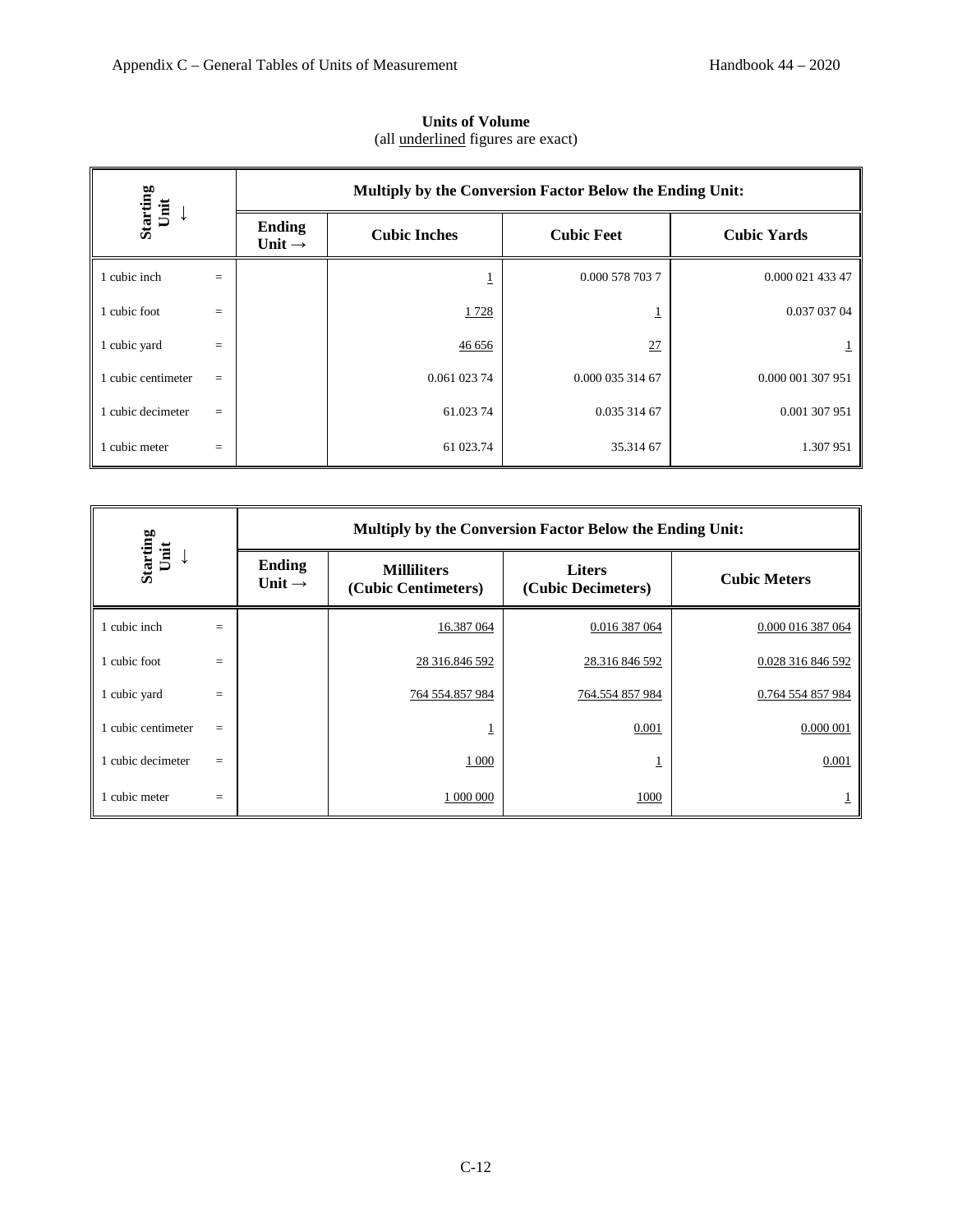**Units of Volume**
(all underlined figures are exact)

| Starting Unit ↓ | | Multiply by the Conversion Factor Below the Ending Unit: | | |
|---|---|---|---|---|
| | Ending Unit → | Cubic Inches | Cubic Feet | Cubic Yards |
| 1 cubic inch | = | 1 | 0.000 578 703 7 | 0.000 021 433 47 |
| 1 cubic foot | = | 1 728 | 1 | 0.037 037 04 |
| 1 cubic yard | = | 46 656 | 27 | 1 |
| 1 cubic centimeter | = | 0.061 023 74 | 0.000 035 314 67 | 0.000 001 307 951 |
| 1 cubic decimeter | = | 61.023 74 | 0.035 314 67 | 0.001 307 951 |
| 1 cubic meter | = | 61 023.74 | 35.314 67 | 1.307 951 |

| Starting Unit ↓ | | Multiply by the Conversion Factor Below the Ending Unit: | | |
|---|---|---|---|---|
| | Ending Unit → | Milliliters (Cubic Centimeters) | Liters (Cubic Decimeters) | Cubic Meters |
| 1 cubic inch | = | 16.387 064 | 0.016 387 064 | 0.000 016 387 064 |
| 1 cubic foot | = | 28 316.846 592 | 28.316 846 592 | 0.028 316 846 592 |
| 1 cubic yard | = | 764 554.857 984 | 764.554 857 984 | 0.764 554 857 984 |
| 1 cubic centimeter | = | 1 | 0.001 | 0.000 001 |
| 1 cubic decimeter | = | 1 000 | 1 | 0.001 |
| 1 cubic meter | = | 1 000 000 | 1000 | 1 |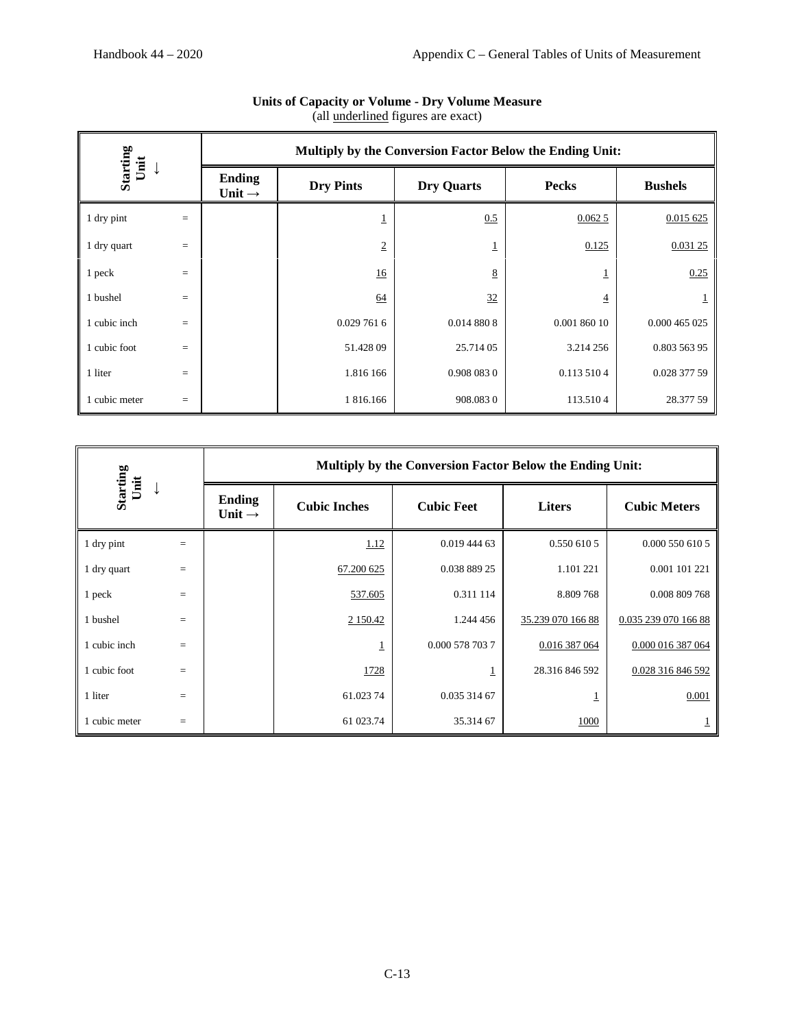**Units of Capacity or Volume - Dry Volume Measure**
(all underlined figures are exact)

| Starting Unit ↓ | | Multiply by the Conversion Factor Below the Ending Unit: | | | |
|---|---|---|---|---|---|
| | Ending Unit → | Dry Pints | Dry Quarts | Pecks | Bushels |
| 1 dry pint | = | 1 | 0.5 | 0.062 5 | 0.015 625 |
| 1 dry quart | = | 2 | 1 | 0.125 | 0.031 25 |
| 1 peck | = | 16 | 8 | 1 | 0.25 |
| 1 bushel | = | 64 | 32 | 4 | 1 |
| 1 cubic inch | = | 0.029 761 6 | 0.014 880 8 | 0.001 860 10 | 0.000 465 025 |
| 1 cubic foot | = | 51.428 09 | 25.714 05 | 3.214 256 | 0.803 563 95 |
| 1 liter | = | 1.816 166 | 0.908 083 0 | 0.113 510 4 | 0.028 377 59 |
| 1 cubic meter | = | 1 816.166 | 908.083 0 | 113.510 4 | 28.377 59 |

| Starting Unit ↓ | | Multiply by the Conversion Factor Below the Ending Unit: | | | |
|---|---|---|---|---|---|
| | Ending Unit → | Cubic Inches | Cubic Feet | Liters | Cubic Meters |
| 1 dry pint | = | 1.12 | 0.019 444 63 | 0.550 610 5 | 0.000 550 610 5 |
| 1 dry quart | = | 67.200 625 | 0.038 889 25 | 1.101 221 | 0.001 101 221 |
| 1 peck | = | 537.605 | 0.311 114 | 8.809 768 | 0.008 809 768 |
| 1 bushel | = | 2 150.42 | 1.244 456 | 35.239 070 166 88 | 0.035 239 070 166 88 |
| 1 cubic inch | = | 1 | 0.000 578 703 7 | 0.016 387 064 | 0.000 016 387 064 |
| 1 cubic foot | = | 1728 | 1 | 28.316 846 592 | 0.028 316 846 592 |
| 1 liter | = | 61.023 74 | 0.035 314 67 | 1 | 0.001 |
| 1 cubic meter | = | 61 023.74 | 35.314 67 | 1000 | 1 |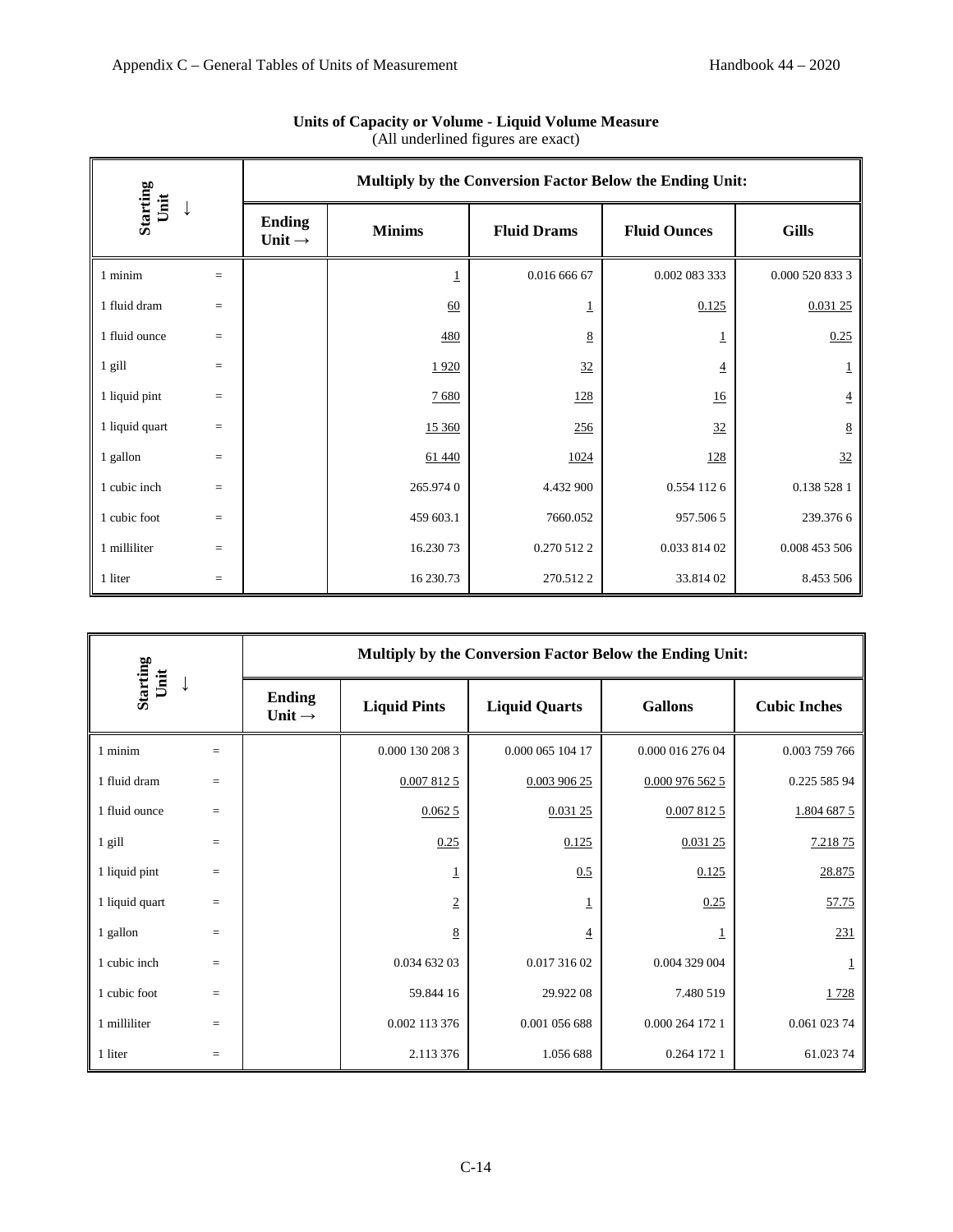**Units of Capacity or Volume - Liquid Volume Measure**
(All underlined figures are exact)

| Starting Unit ↓ | | Multiply by the Conversion Factor Below the Ending Unit: | | | |
|---|---|---|---|---|---|
| | Ending Unit → | Minims | Fluid Drams | Fluid Ounces | Gills |
| 1 minim | = | 1 | 0.016 666 67 | 0.002 083 333 | 0.000 520 833 3 |
| 1 fluid dram | = | 60 | 1 | 0.125 | 0.031 25 |
| 1 fluid ounce | = | 480 | 8 | 1 | 0.25 |
| 1 gill | = | 1 920 | 32 | 4 | 1 |
| 1 liquid pint | = | 7 680 | 128 | 16 | 4 |
| 1 liquid quart | = | 15 360 | 256 | 32 | 8 |
| 1 gallon | = | 61 440 | 1024 | 128 | 32 |
| 1 cubic inch | = | 265.974 0 | 4.432 900 | 0.554 112 6 | 0.138 528 1 |
| 1 cubic foot | = | 459 603.1 | 7660.052 | 957.506 5 | 239.376 6 |
| 1 milliliter | = | 16.230 73 | 0.270 512 2 | 0.033 814 02 | 0.008 453 506 |
| 1 liter | = | 16 230.73 | 270.512 2 | 33.814 02 | 8.453 506 |

| Starting Unit ↓ | | Multiply by the Conversion Factor Below the Ending Unit: | | | |
|---|---|---|---|---|---|
| | Ending Unit → | Liquid Pints | Liquid Quarts | Gallons | Cubic Inches |
| 1 minim | = | 0.000 130 208 3 | 0.000 065 104 17 | 0.000 016 276 04 | 0.003 759 766 |
| 1 fluid dram | = | 0.007 812 5 | 0.003 906 25 | 0.000 976 562 5 | 0.225 585 94 |
| 1 fluid ounce | = | 0.062 5 | 0.031 25 | 0.007 812 5 | 1.804 687 5 |
| 1 gill | = | 0.25 | 0.125 | 0.031 25 | 7.218 75 |
| 1 liquid pint | = | 1 | 0.5 | 0.125 | 28.875 |
| 1 liquid quart | = | 2 | 1 | 0.25 | 57.75 |
| 1 gallon | = | 8 | 4 | 1 | 231 |
| 1 cubic inch | = | 0.034 632 03 | 0.017 316 02 | 0.004 329 004 | 1 |
| 1 cubic foot | = | 59.844 16 | 29.922 08 | 7.480 519 | 1 728 |
| 1 milliliter | = | 0.002 113 376 | 0.001 056 688 | 0.000 264 172 1 | 0.061 023 74 |
| 1 liter | = | 2.113 376 | 1.056 688 | 0.264 172 1 | 61.023 74 |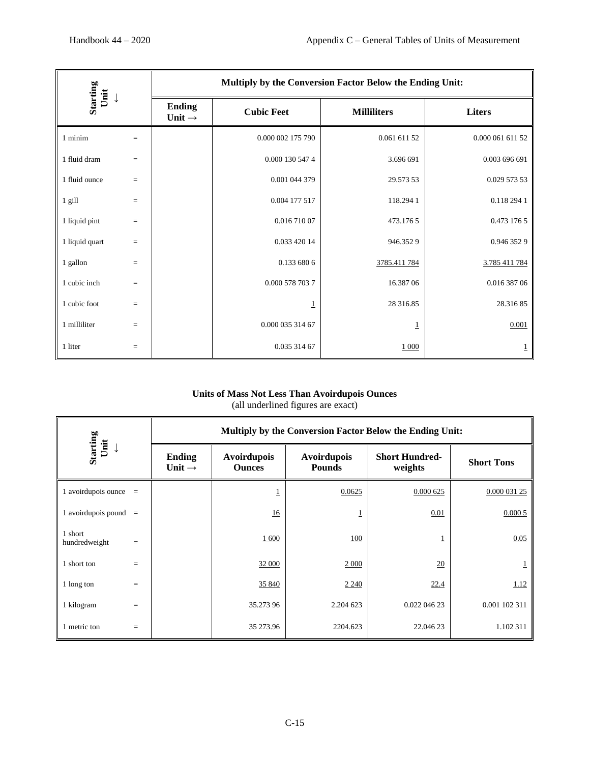| Starting Unit ↓ | | Multiply by the Conversion Factor Below the Ending Unit: | | |
|---|---|---|---|---|
| | Ending Unit → | Cubic Feet | Milliliters | Liters |
| 1 minim | = | 0.000 002 175 790 | 0.061 611 52 | 0.000 061 611 52 |
| 1 fluid dram | = | 0.000 130 547 4 | 3.696 691 | 0.003 696 691 |
| 1 fluid ounce | = | 0.001 044 379 | 29.573 53 | 0.029 573 53 |
| 1 gill | = | 0.004 177 517 | 118.294 1 | 0.118 294 1 |
| 1 liquid pint | = | 0.016 710 07 | 473.176 5 | 0.473 176 5 |
| 1 liquid quart | = | 0.033 420 14 | 946.352 9 | 0.946 352 9 |
| 1 gallon | = | 0.133 680 6 | 3785.411 784 | 3.785 411 784 |
| 1 cubic inch | = | 0.000 578 703 7 | 16.387 06 | 0.016 387 06 |
| 1 cubic foot | = | 1 | 28 316.85 | 28.316 85 |
| 1 milliliter | = | 0.000 035 314 67 | 1 | 0.001 |
| 1 liter | = | 0.035 314 67 | 1 000 | 1 |

**Units of Mass Not Less Than Avoirdupois Ounces**
(all underlined figures are exact)

| Starting Unit ↓ | | Multiply by the Conversion Factor Below the Ending Unit: | | | |
|---|---|---|---|---|---|
| | Ending Unit → | Avoirdupois Ounces | Avoirdupois Pounds | Short Hundred-weights | Short Tons |
| 1 avoirdupois ounce | = | 1 | 0.0625 | 0.000 625 | 0.000 031 25 |
| 1 avoirdupois pound | = | 16 | 1 | 0.01 | 0.000 5 |
| 1 short hundredweight | = | 1 600 | 100 | 1 | 0.05 |
| 1 short ton | = | 32 000 | 2 000 | 20 | 1 |
| 1 long ton | = | 35 840 | 2 240 | 22.4 | 1.12 |
| 1 kilogram | = | 35.273 96 | 2.204 623 | 0.022 046 23 | 0.001 102 311 |
| 1 metric ton | = | 35 273.96 | 2204.623 | 22.046 23 | 1.102 311 |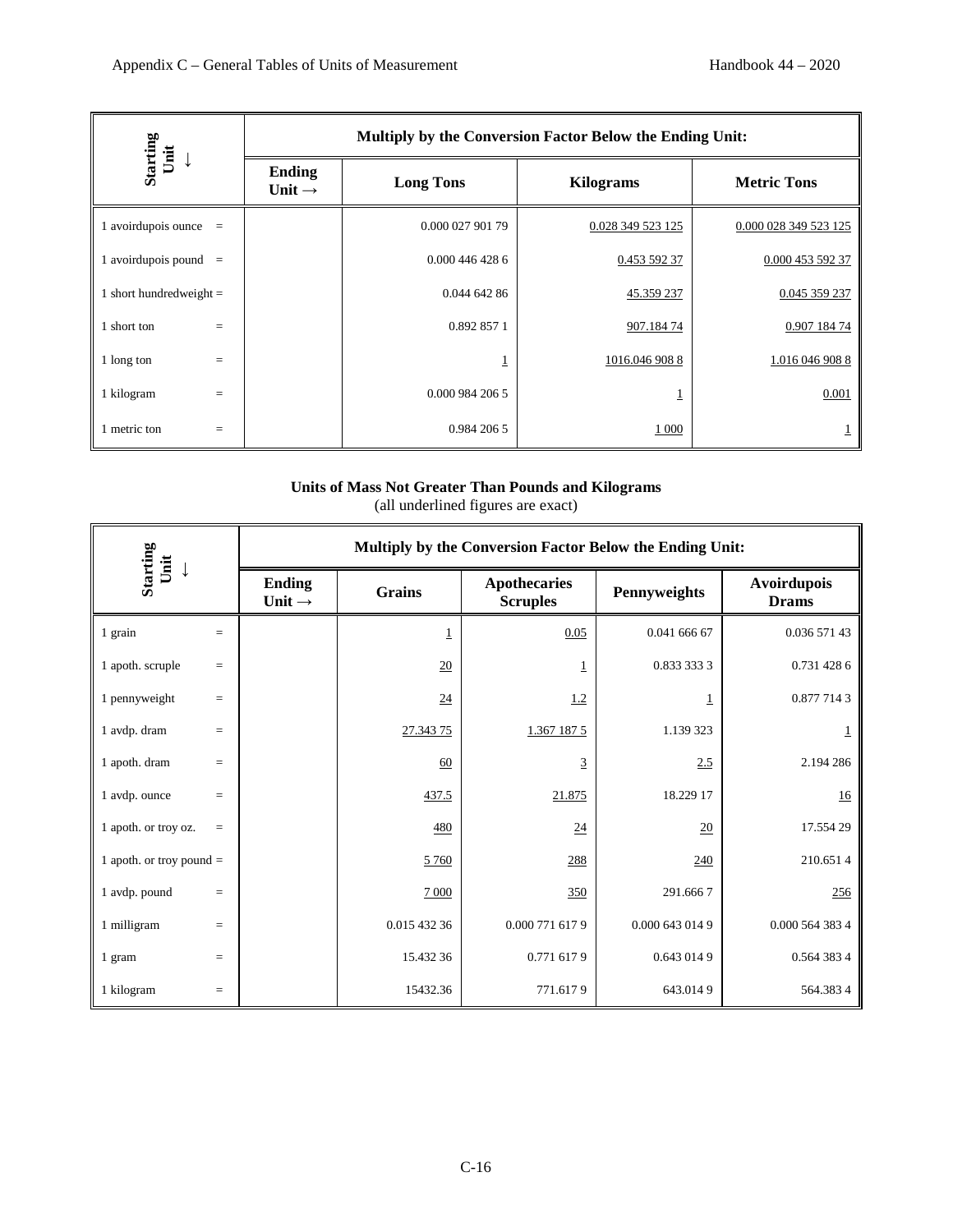| Starting Unit ↓ | Multiply by the Conversion Factor Below the Ending Unit: | | |
|---|---|---|---|
| Ending Unit → | Long Tons | Kilograms | Metric Tons |
| 1 avoirdupois ounce = | 0.000 027 901 79 | 0.028 349 523 125 | 0.000 028 349 523 125 |
| 1 avoirdupois pound = | 0.000 446 428 6 | 0.453 592 37 | 0.000 453 592 37 |
| 1 short hundredweight = | 0.044 642 86 | 45.359 237 | 0.045 359 237 |
| 1 short ton = | 0.892 857 1 | 907.184 74 | 0.907 184 74 |
| 1 long ton = | 1 | 1016.046 908 8 | 1.016 046 908 8 |
| 1 kilogram = | 0.000 984 206 5 | 1 | 0.001 |
| 1 metric ton = | 0.984 206 5 | 1 000 | 1 |

**Units of Mass Not Greater Than Pounds and Kilograms**
(all underlined figures are exact)

| Starting Unit ↓ | Multiply by the Conversion Factor Below the Ending Unit: | | | |
|---|---|---|---|---|
| Ending Unit → | Grains | Apothecaries Scruples | Pennyweights | Avoirdupois Drams |
| 1 grain = | 1 | 0.05 | 0.041 666 67 | 0.036 571 43 |
| 1 apoth. scruple = | 20 | 1 | 0.833 333 3 | 0.731 428 6 |
| 1 pennyweight = | 24 | 1.2 | 1 | 0.877 714 3 |
| 1 avdp. dram = | 27.343 75 | 1.367 187 5 | 1.139 323 | 1 |
| 1 apoth. dram = | 60 | 3 | 2.5 | 2.194 286 |
| 1 avdp. ounce = | 437.5 | 21.875 | 18.229 17 | 16 |
| 1 apoth. or troy oz. = | 480 | 24 | 20 | 17.554 29 |
| 1 apoth. or troy pound = | 5 760 | 288 | 240 | 210.651 4 |
| 1 avdp. pound = | 7 000 | 350 | 291.666 7 | 256 |
| 1 milligram = | 0.015 432 36 | 0.000 771 617 9 | 0.000 643 014 9 | 0.000 564 383 4 |
| 1 gram = | 15.432 36 | 0.771 617 9 | 0.643 014 9 | 0.564 383 4 |
| 1 kilogram = | 15432.36 | 771.617 9 | 643.014 9 | 564.383 4 |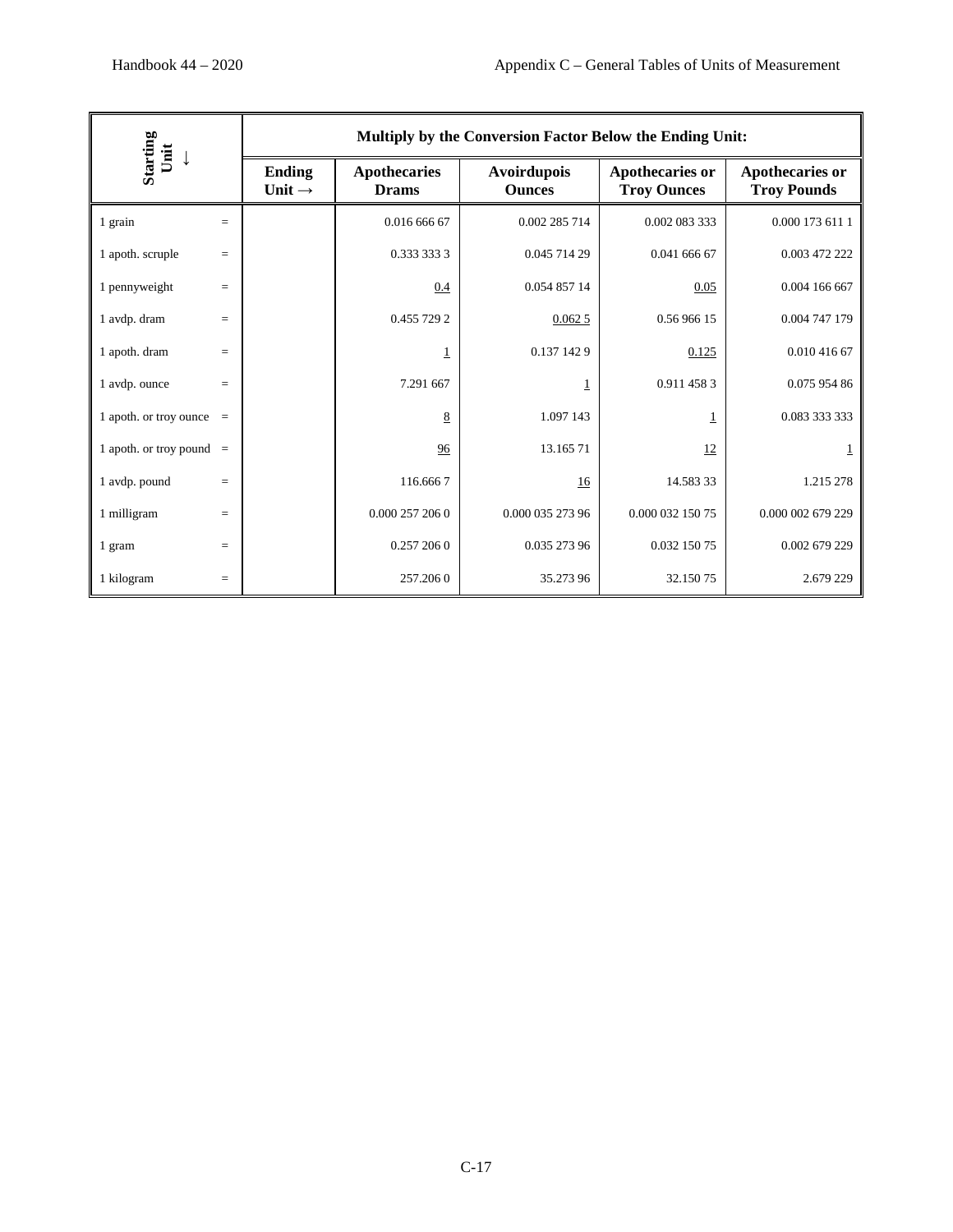| Starting Unit ↓ | | Multiply by the Conversion Factor Below the Ending Unit: | | | |
|---|---|---|---|---|---|
| | Ending Unit → | Apothecaries Drams | Avoirdupois Ounces | Apothecaries or Troy Ounces | Apothecaries or Troy Pounds |
| 1 grain | = | 0.016 666 67 | 0.002 285 714 | 0.002 083 333 | 0.000 173 611 1 |
| 1 apoth. scruple | = | 0.333 333 3 | 0.045 714 29 | 0.041 666 67 | 0.003 472 222 |
| 1 pennyweight | = | 0.4 | 0.054 857 14 | 0.05 | 0.004 166 667 |
| 1 avdp. dram | = | 0.455 729 2 | 0.062 5 | 0.56 966 15 | 0.004 747 179 |
| 1 apoth. dram | = | 1 | 0.137 142 9 | 0.125 | 0.010 416 67 |
| 1 avdp. ounce | = | 7.291 667 | 1 | 0.911 458 3 | 0.075 954 86 |
| 1 apoth. or troy ounce | = | 8 | 1.097 143 | 1 | 0.083 333 333 |
| 1 apoth. or troy pound | = | 96 | 13.165 71 | 12 | 1 |
| 1 avdp. pound | = | 116.666 7 | 16 | 14.583 33 | 1.215 278 |
| 1 milligram | = | 0.000 257 206 0 | 0.000 035 273 96 | 0.000 032 150 75 | 0.000 002 679 229 |
| 1 gram | = | 0.257 206 0 | 0.035 273 96 | 0.032 150 75 | 0.002 679 229 |
| 1 kilogram | = | 257.206 0 | 35.273 96 | 32.150 75 | 2.679 229 |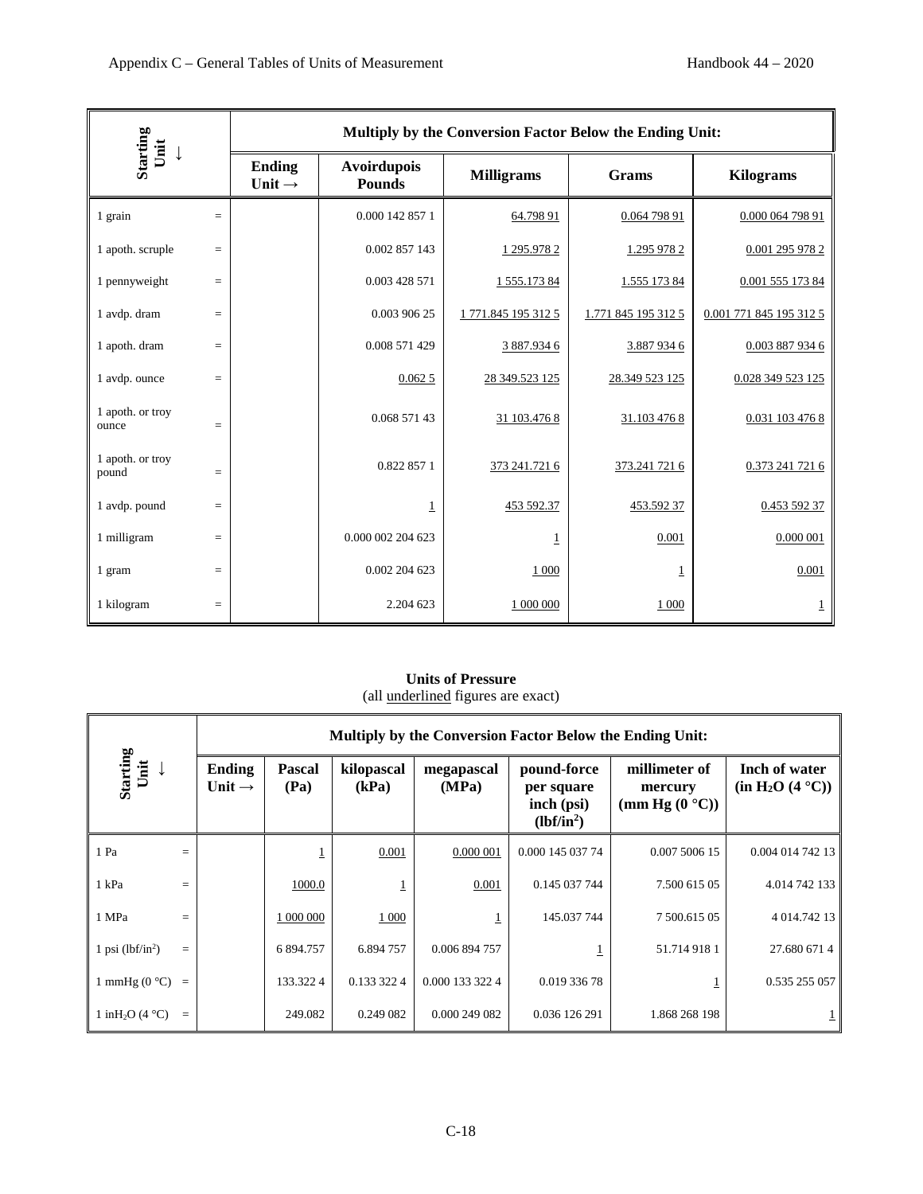| Starting Unit ↓ | | Multiply by the Conversion Factor Below the Ending Unit: | | | |
|---|---|---|---|---|---|
| | Ending Unit → | Avoirdupois Pounds | Milligrams | Grams | Kilograms |
| 1 grain | = | 0.000 142 857 1 | 64.798 91 | 0.064 798 91 | 0.000 064 798 91 |
| 1 apoth. scruple | = | 0.002 857 143 | 1 295.978 2 | 1.295 978 2 | 0.001 295 978 2 |
| 1 pennyweight | = | 0.003 428 571 | 1 555.173 84 | 1.555 173 84 | 0.001 555 173 84 |
| 1 avdp. dram | = | 0.003 906 25 | 1 771.845 195 312 5 | 1.771 845 195 312 5 | 0.001 771 845 195 312 5 |
| 1 apoth. dram | = | 0.008 571 429 | 3 887.934 6 | 3.887 934 6 | 0.003 887 934 6 |
| 1 avdp. ounce | = | 0.062 5 | 28 349.523 125 | 28.349 523 125 | 0.028 349 523 125 |
| 1 apoth. or troy ounce | = | 0.068 571 43 | 31 103.476 8 | 31.103 476 8 | 0.031 103 476 8 |
| 1 apoth. or troy pound | = | 0.822 857 1 | 373 241.721 6 | 373.241 721 6 | 0.373 241 721 6 |
| 1 avdp. pound | = | 1 | 453 592.37 | 453.592 37 | 0.453 592 37 |
| 1 milligram | = | 0.000 002 204 623 | 1 | 0.001 | 0.000 001 |
| 1 gram | = | 0.002 204 623 | 1 000 | 1 | 0.001 |
| 1 kilogram | = | 2.204 623 | 1 000 000 | 1 000 | 1 |

**Units of Pressure**
(all underlined figures are exact)

| Starting Unit ↓ | | Multiply by the Conversion Factor Below the Ending Unit: | | | | | |
|---|---|---|---|---|---|---|---|
| | Ending Unit → | Pascal (Pa) | kilopascal (kPa) | megapascal (MPa) | pound-force per square inch (psi) ($lbf/in^2$) | millimeter of mercury (mm Hg (0 °C)) | Inch of water (in $H_2O$ (4 °C)) |
| 1 Pa | = | 1 | 0.001 | 0.000 001 | 0.000 145 037 74 | 0.007 5006 15 | 0.004 014 742 13 |
| 1 kPa | = | 1000.0 | 1 | 0.001 | 0.145 037 744 | 7.500 615 05 | 4.014 742 133 |
| 1 MPa | = | 1 000 000 | 1 000 | 1 | 145.037 744 | 7 500.615 05 | 4 014.742 13 |
| 1 psi ($lbf/in^2$) | = | 6 894.757 | 6.894 757 | 0.006 894 757 | 1 | 51.714 918 1 | 27.680 671 4 |
| 1 mmHg (0 °C) | = | 133.322 4 | 0.133 322 4 | 0.000 133 322 4 | 0.019 336 78 | 1 | 0.535 255 057 |
| 1 in$H_2O$ (4 °C) | = | 249.082 | 0.249 082 | 0.000 249 082 | 0.036 126 291 | 1.868 268 198 | 1 |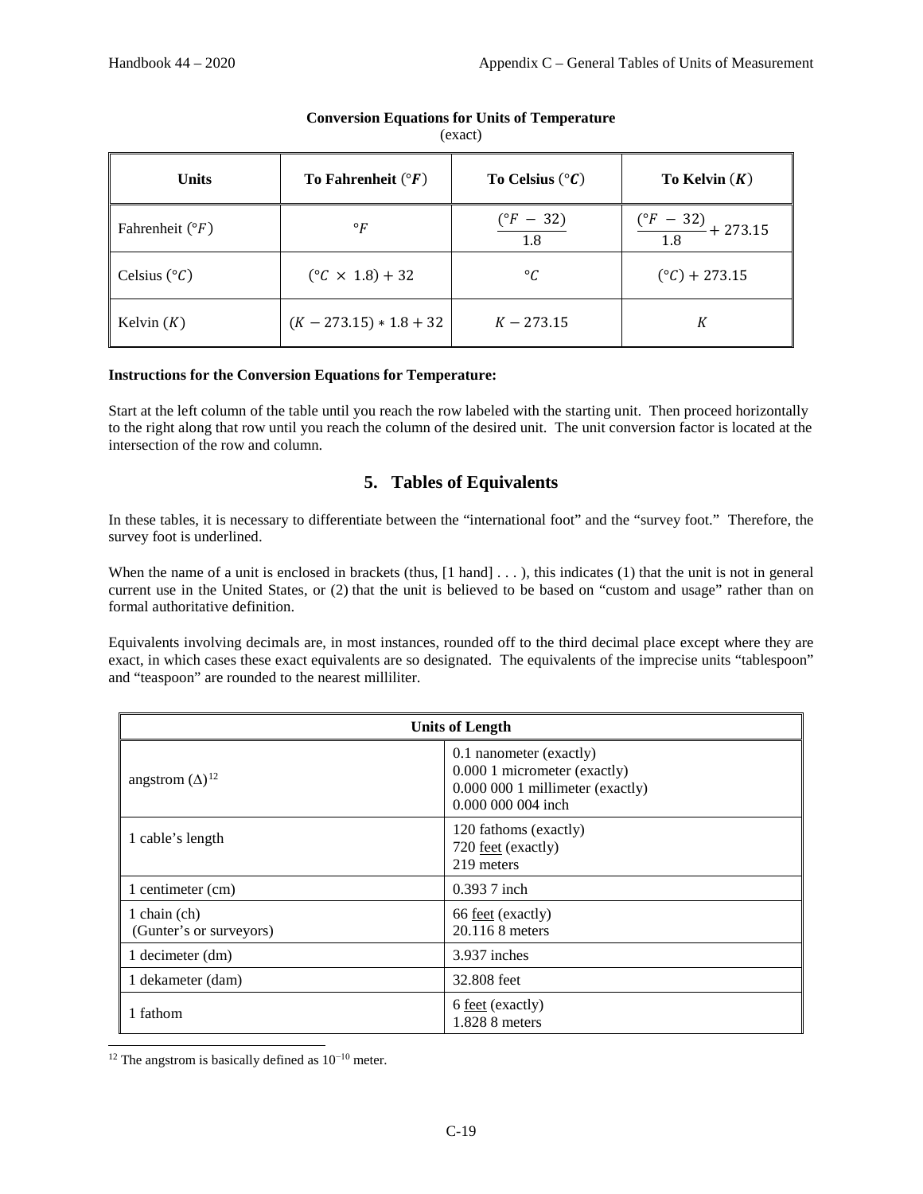**Conversion Equations for Units of Temperature**
(exact)

| Units | To Fahrenheit ($°F$) | To Celsius ($°C$) | To Kelvin ($K$) |
|---|---|---|---|
| Fahrenheit ($°F$) | $°F$ | $\frac{(°F - 32)}{1.8}$ | $\frac{(°F - 32)}{1.8} + 273.15$ |
| Celsius ($°C$) | $(°C \times 1.8) + 32$ | $°C$ | $(°C) + 273.15$ |
| Kelvin ($K$) | $(K - 273.15) * 1.8 + 32$ | $K - 273.15$ | $K$ |

**Instructions for the Conversion Equations for Temperature:**

Start at the left column of the table until you reach the row labeled with the starting unit. Then proceed horizontally to the right along that row until you reach the column of the desired unit. The unit conversion factor is located at the intersection of the row and column.

## 5. Tables of Equivalents

In these tables, it is necessary to differentiate between the "international foot" and the "survey foot." Therefore, the survey foot is underlined.

When the name of a unit is enclosed in brackets (thus, [1 hand] . . . ), this indicates (1) that the unit is not in general current use in the United States, or (2) that the unit is believed to be based on "custom and usage" rather than on formal authoritative definition.

Equivalents involving decimals are, in most instances, rounded off to the third decimal place except where they are exact, in which cases these exact equivalents are so designated. The equivalents of the imprecise units "tablespoon" and "teaspoon" are rounded to the nearest milliliter.

| Units of Length | |
|---|---|
| angstrom (Δ)[12] | 0.1 nanometer (exactly)<br>0.000 1 micrometer (exactly)<br>0.000 000 1 millimeter (exactly)<br>0.000 000 004 inch |
| 1 cable's length | 120 fathoms (exactly)<br>720 <u>feet</u> (exactly)<br>219 meters |
| 1 centimeter (cm) | 0.393 7 inch |
| 1 chain (ch)<br>(Gunter's or surveyors) | 66 <u>feet</u> (exactly)<br>20.116 8 meters |
| 1 decimeter (dm) | 3.937 inches |
| 1 dekameter (dam) | 32.808 feet |
| 1 fathom | 6 <u>feet</u> (exactly)<br>1.828 8 meters |

[12] The angstrom is basically defined as $10^{-10}$ meter.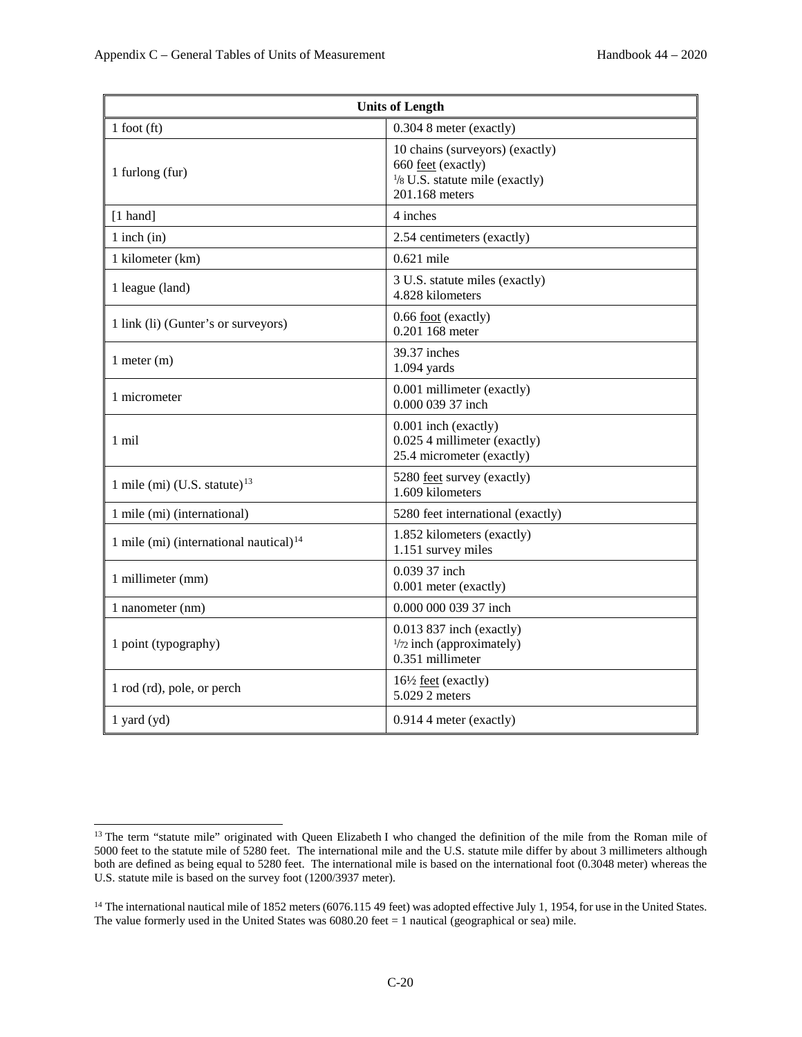| Units of Length | |
|---|---|
| 1 foot (ft) | 0.304 8 meter (exactly) |
| 1 furlong (fur) | 10 chains (surveyors) (exactly)<br>660 feet (exactly)<br>1/8 U.S. statute mile (exactly)<br>201.168 meters |
| [1 hand] | 4 inches |
| 1 inch (in) | 2.54 centimeters (exactly) |
| 1 kilometer (km) | 0.621 mile |
| 1 league (land) | 3 U.S. statute miles (exactly)<br>4.828 kilometers |
| 1 link (li) (Gunter's or surveyors) | 0.66 foot (exactly)<br>0.201 168 meter |
| 1 meter (m) | 39.37 inches<br>1.094 yards |
| 1 micrometer | 0.001 millimeter (exactly)<br>0.000 039 37 inch |
| 1 mil | 0.001 inch (exactly)<br>0.025 4 millimeter (exactly)<br>25.4 micrometer (exactly) |
| 1 mile (mi) (U.S. statute)[13] | 5280 feet survey (exactly)<br>1.609 kilometers |
| 1 mile (mi) (international) | 5280 feet international (exactly) |
| 1 mile (mi) (international nautical)[14] | 1.852 kilometers (exactly)<br>1.151 survey miles |
| 1 millimeter (mm) | 0.039 37 inch<br>0.001 meter (exactly) |
| 1 nanometer (nm) | 0.000 000 039 37 inch |
| 1 point (typography) | 0.013 837 inch (exactly)<br>1/72 inch (approximately)<br>0.351 millimeter |
| 1 rod (rd), pole, or perch | 16½ feet (exactly)<br>5.029 2 meters |
| 1 yard (yd) | 0.914 4 meter (exactly) |

[13] The term "statute mile" originated with Queen Elizabeth I who changed the definition of the mile from the Roman mile of 5000 feet to the statute mile of 5280 feet. The international mile and the U.S. statute mile differ by about 3 millimeters although both are defined as being equal to 5280 feet. The international mile is based on the international foot (0.3048 meter) whereas the U.S. statute mile is based on the survey foot (1200/3937 meter).

[14] The international nautical mile of 1852 meters (6076.115 49 feet) was adopted effective July 1, 1954, for use in the United States. The value formerly used in the United States was 6080.20 feet = 1 nautical (geographical or sea) mile.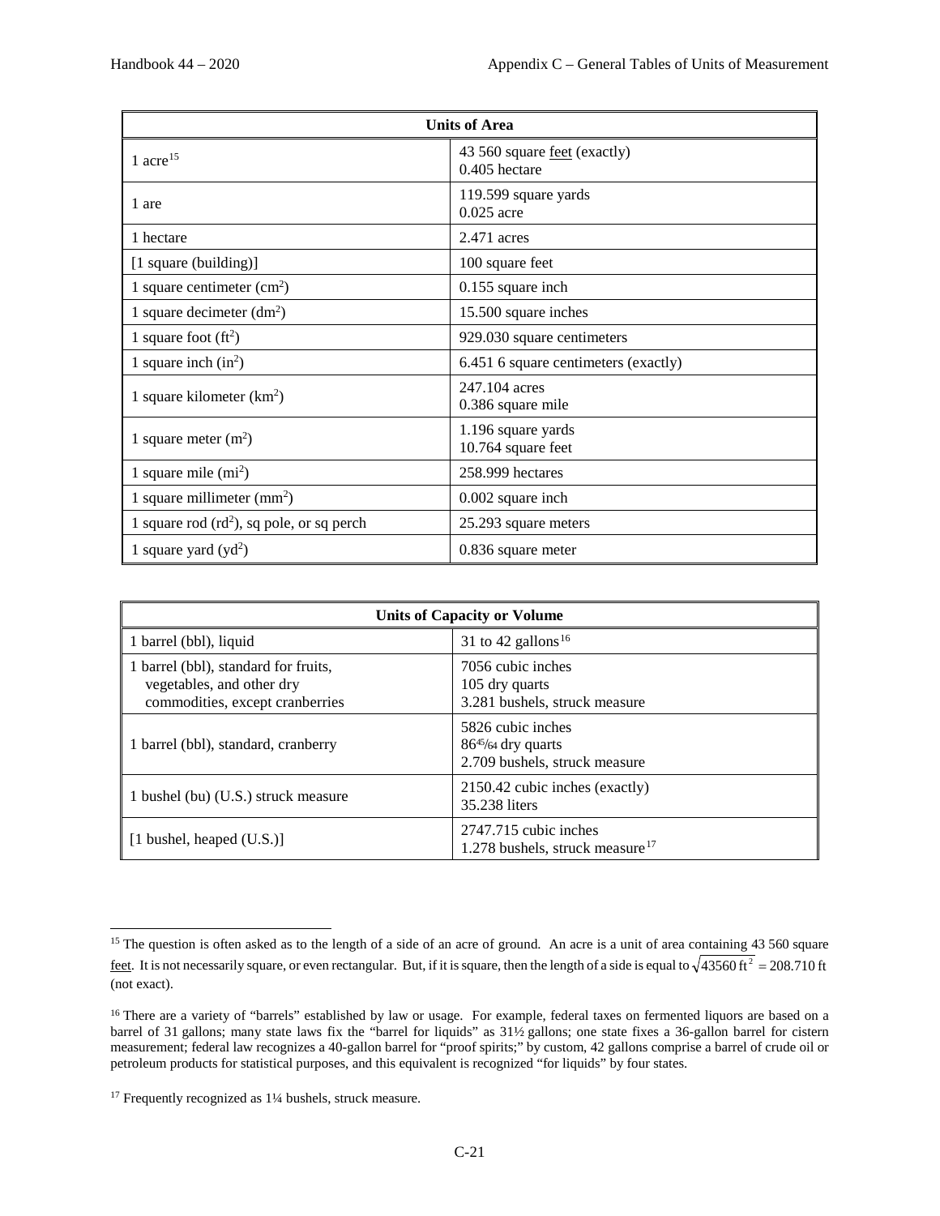| Units of Area | |
|---|---|
| 1 acre[15] | 43 560 square feet (exactly)<br>0.405 hectare |
| 1 are | 119.599 square yards<br>0.025 acre |
| 1 hectare | 2.471 acres |
| [1 square (building)] | 100 square feet |
| 1 square centimeter ($cm^2$) | 0.155 square inch |
| 1 square decimeter ($dm^2$) | 15.500 square inches |
| 1 square foot ($ft^2$) | 929.030 square centimeters |
| 1 square inch ($in^2$) | 6.451 6 square centimeters (exactly) |
| 1 square kilometer ($km^2$) | 247.104 acres<br>0.386 square mile |
| 1 square meter ($m^2$) | 1.196 square yards<br>10.764 square feet |
| 1 square mile ($mi^2$) | 258.999 hectares |
| 1 square millimeter ($mm^2$) | 0.002 square inch |
| 1 square rod ($rd^2$), sq pole, or sq perch | 25.293 square meters |
| 1 square yard ($yd^2$) | 0.836 square meter |

| Units of Capacity or Volume | |
|---|---|
| 1 barrel (bbl), liquid | 31 to 42 gallons[16] |
| 1 barrel (bbl), standard for fruits, vegetables, and other dry commodities, except cranberries | 7056 cubic inches<br>105 dry quarts<br>3.281 bushels, struck measure |
| 1 barrel (bbl), standard, cranberry | 5826 cubic inches<br>86⁴⁵⁄₆₄ dry quarts<br>2.709 bushels, struck measure |
| 1 bushel (bu) (U.S.) struck measure | 2150.42 cubic inches (exactly)<br>35.238 liters |
| [1 bushel, heaped (U.S.)] | 2747.715 cubic inches<br>1.278 bushels, struck measure[17] |

[15] The question is often asked as to the length of a side of an acre of ground. An acre is a unit of area containing 43 560 square feet. It is not necessarily square, or even rectangular. But, if it is square, then the length of a side is equal to $\sqrt{43560 \text{ ft}^2} = 208.710 \text{ ft}$ (not exact).

[16] There are a variety of "barrels" established by law or usage. For example, federal taxes on fermented liquors are based on a barrel of 31 gallons; many state laws fix the "barrel for liquids" as 31½ gallons; one state fixes a 36-gallon barrel for cistern measurement; federal law recognizes a 40-gallon barrel for "proof spirits;" by custom, 42 gallons comprise a barrel of crude oil or petroleum products for statistical purposes, and this equivalent is recognized "for liquids" by four states.

[17] Frequently recognized as 1¼ bushels, struck measure.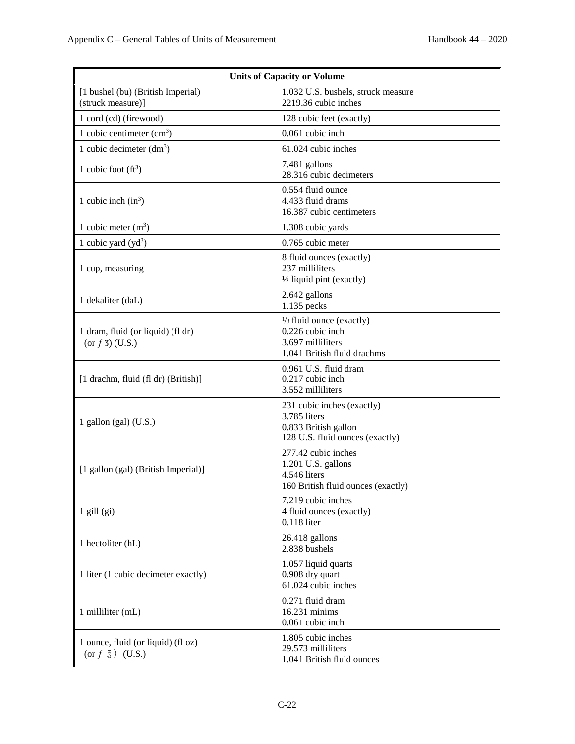| Units of Capacity or Volume | |
|---|---|
| [1 bushel (bu) (British Imperial) (struck measure)] | 1.032 U.S. bushels, struck measure<br>2219.36 cubic inches |
| 1 cord (cd) (firewood) | 128 cubic feet (exactly) |
| 1 cubic centimeter ($cm^3$) | 0.061 cubic inch |
| 1 cubic decimeter ($dm^3$) | 61.024 cubic inches |
| 1 cubic foot ($ft^3$) | 7.481 gallons<br>28.316 cubic decimeters |
| 1 cubic inch ($in^3$) | 0.554 fluid ounce<br>4.433 fluid drams<br>16.387 cubic centimeters |
| 1 cubic meter ($m^3$) | 1.308 cubic yards |
| 1 cubic yard ($yd^3$) | 0.765 cubic meter |
| 1 cup, measuring | 8 fluid ounces (exactly)<br>237 milliliters<br>½ liquid pint (exactly) |
| 1 dekaliter (daL) | 2.642 gallons<br>1.135 pecks |
| 1 dram, fluid (or liquid) (fl dr) (or *ƒ* ʒ) (U.S.) | ⅛ fluid ounce (exactly)<br>0.226 cubic inch<br>3.697 milliliters<br>1.041 British fluid drachms |
| [1 drachm, fluid (fl dr) (British)] | 0.961 U.S. fluid dram<br>0.217 cubic inch<br>3.552 milliliters |
| 1 gallon (gal) (U.S.) | 231 cubic inches (exactly)<br>3.785 liters<br>0.833 British gallon<br>128 U.S. fluid ounces (exactly) |
| [1 gallon (gal) (British Imperial)] | 277.42 cubic inches<br>1.201 U.S. gallons<br>4.546 liters<br>160 British fluid ounces (exactly) |
| 1 gill (gi) | 7.219 cubic inches<br>4 fluid ounces (exactly)<br>0.118 liter |
| 1 hectoliter (hL) | 26.418 gallons<br>2.838 bushels |
| 1 liter (1 cubic decimeter exactly) | 1.057 liquid quarts<br>0.908 dry quart<br>61.024 cubic inches |
| 1 milliliter (mL) | 0.271 fluid dram<br>16.231 minims<br>0.061 cubic inch |
| 1 ounce, fluid (or liquid) (fl oz) (or *ƒ* ℥) (U.S.) | 1.805 cubic inches<br>29.573 milliliters<br>1.041 British fluid ounces |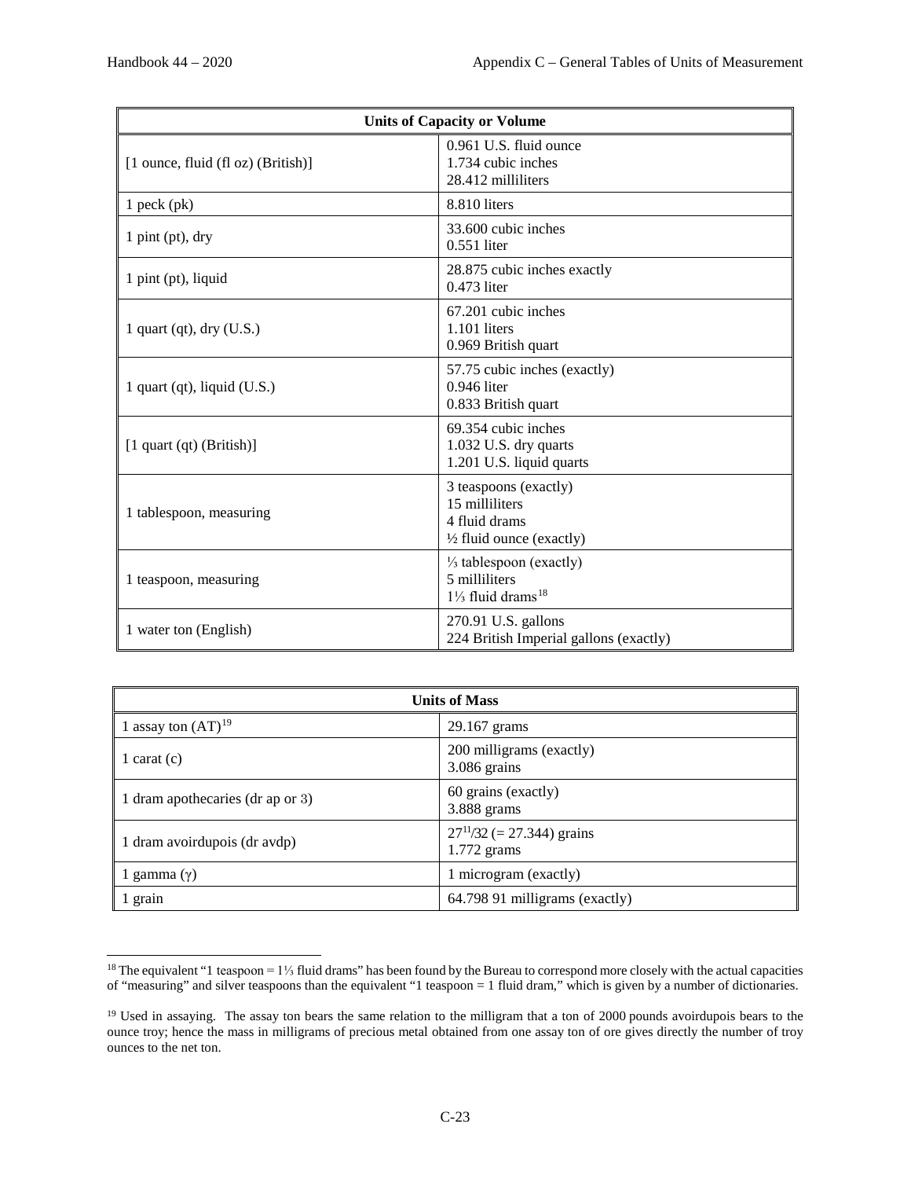| Units of Capacity or Volume | |
|---|---|
| [1 ounce, fluid (fl oz) (British)] | 0.961 U.S. fluid ounce<br>1.734 cubic inches<br>28.412 milliliters |
| 1 peck (pk) | 8.810 liters |
| 1 pint (pt), dry | 33.600 cubic inches<br>0.551 liter |
| 1 pint (pt), liquid | 28.875 cubic inches exactly<br>0.473 liter |
| 1 quart (qt), dry (U.S.) | 67.201 cubic inches<br>1.101 liters<br>0.969 British quart |
| 1 quart (qt), liquid (U.S.) | 57.75 cubic inches (exactly)<br>0.946 liter<br>0.833 British quart |
| [1 quart (qt) (British)] | 69.354 cubic inches<br>1.032 U.S. dry quarts<br>1.201 U.S. liquid quarts |
| 1 tablespoon, measuring | 3 teaspoons (exactly)<br>15 milliliters<br>4 fluid drams<br>½ fluid ounce (exactly) |
| 1 teaspoon, measuring | ⅓ tablespoon (exactly)<br>5 milliliters<br>1⅓ fluid drams[18] |
| 1 water ton (English) | 270.91 U.S. gallons<br>224 British Imperial gallons (exactly) |

| Units of Mass | |
|---|---|
| 1 assay ton (AT)[19] | 29.167 grams |
| 1 carat (c) | 200 milligrams (exactly)<br>3.086 grains |
| 1 dram apothecaries (dr ap or ℨ) | 60 grains (exactly)<br>3.888 grams |
| 1 dram avoirdupois (dr avdp) | $27^{11}/32$ (= 27.344) grains<br>1.772 grams |
| 1 gamma (γ) | 1 microgram (exactly) |
| 1 grain | 64.798 91 milligrams (exactly) |

[18] The equivalent "1 teaspoon = 1⅓ fluid drams" has been found by the Bureau to correspond more closely with the actual capacities of "measuring" and silver teaspoons than the equivalent "1 teaspoon = 1 fluid dram," which is given by a number of dictionaries.

[19] Used in assaying. The assay ton bears the same relation to the milligram that a ton of 2000 pounds avoirdupois bears to the ounce troy; hence the mass in milligrams of precious metal obtained from one assay ton of ore gives directly the number of troy ounces to the net ton.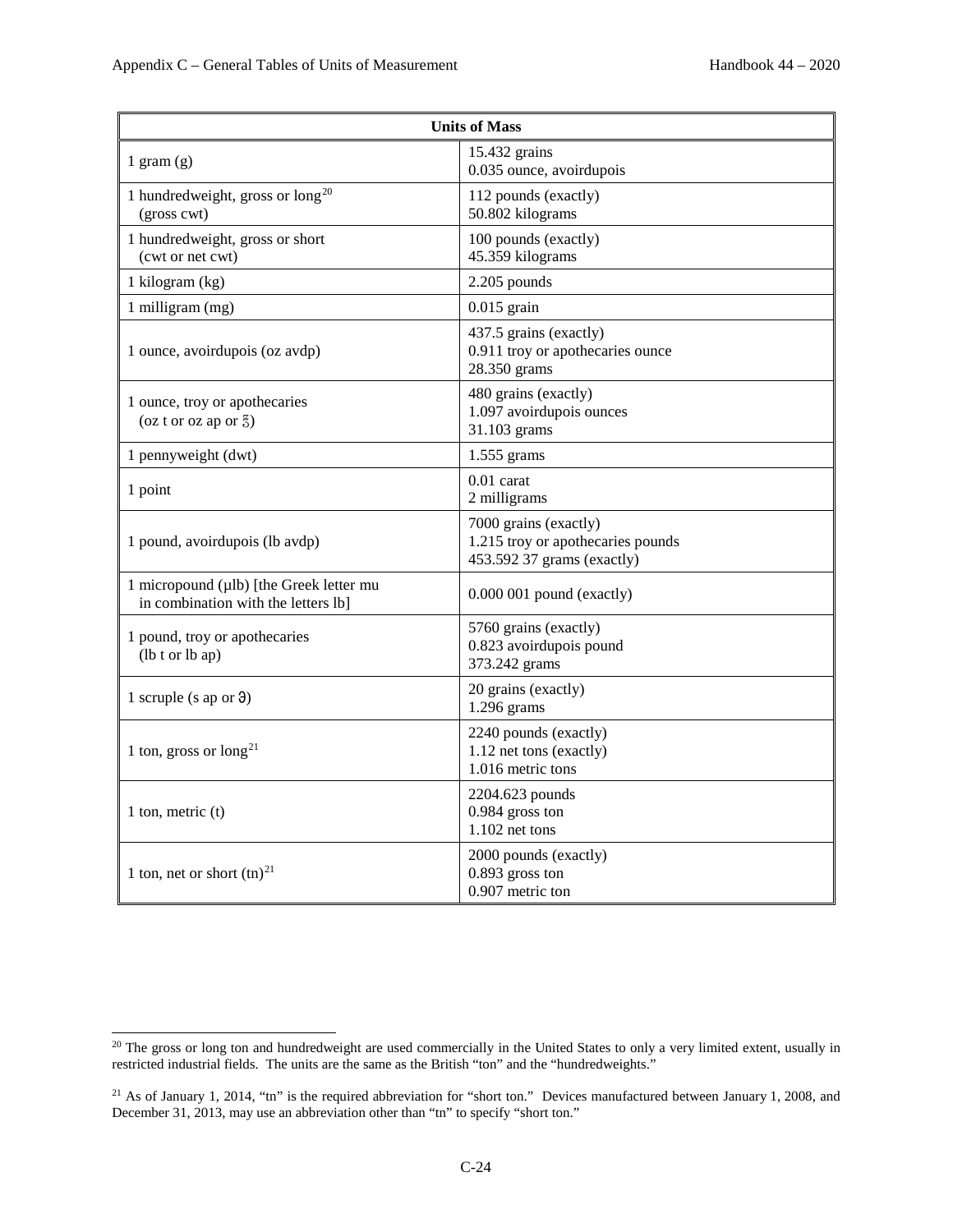| Units of Mass | |
|---|---|
| 1 gram (g) | 15.432 grains<br>0.035 ounce, avoirdupois |
| 1 hundredweight, gross or long[20] (gross cwt) | 112 pounds (exactly)<br>50.802 kilograms |
| 1 hundredweight, gross or short (cwt or net cwt) | 100 pounds (exactly)<br>45.359 kilograms |
| 1 kilogram (kg) | 2.205 pounds |
| 1 milligram (mg) | 0.015 grain |
| 1 ounce, avoirdupois (oz avdp) | 437.5 grains (exactly)<br>0.911 troy or apothecaries ounce<br>28.350 grams |
| 1 ounce, troy or apothecaries (oz t or oz ap or ℥) | 480 grains (exactly)<br>1.097 avoirdupois ounces<br>31.103 grams |
| 1 pennyweight (dwt) | 1.555 grams |
| 1 point | 0.01 carat<br>2 milligrams |
| 1 pound, avoirdupois (lb avdp) | 7000 grains (exactly)<br>1.215 troy or apothecaries pounds<br>453.592 37 grams (exactly) |
| 1 micropound (µlb) [the Greek letter mu in combination with the letters lb] | 0.000 001 pound (exactly) |
| 1 pound, troy or apothecaries (lb t or lb ap) | 5760 grains (exactly)<br>0.823 avoirdupois pound<br>373.242 grams |
| 1 scruple (s ap or ℈) | 20 grains (exactly)<br>1.296 grams |
| 1 ton, gross or long[21] | 2240 pounds (exactly)<br>1.12 net tons (exactly)<br>1.016 metric tons |
| 1 ton, metric (t) | 2204.623 pounds<br>0.984 gross ton<br>1.102 net tons |
| 1 ton, net or short (tn)[21] | 2000 pounds (exactly)<br>0.893 gross ton<br>0.907 metric ton |

[20] The gross or long ton and hundredweight are used commercially in the United States to only a very limited extent, usually in restricted industrial fields. The units are the same as the British "ton" and the "hundredweights."

[21] As of January 1, 2014, "tn" is the required abbreviation for "short ton." Devices manufactured between January 1, 2008, and December 31, 2013, may use an abbreviation other than "tn" to specify "short ton."